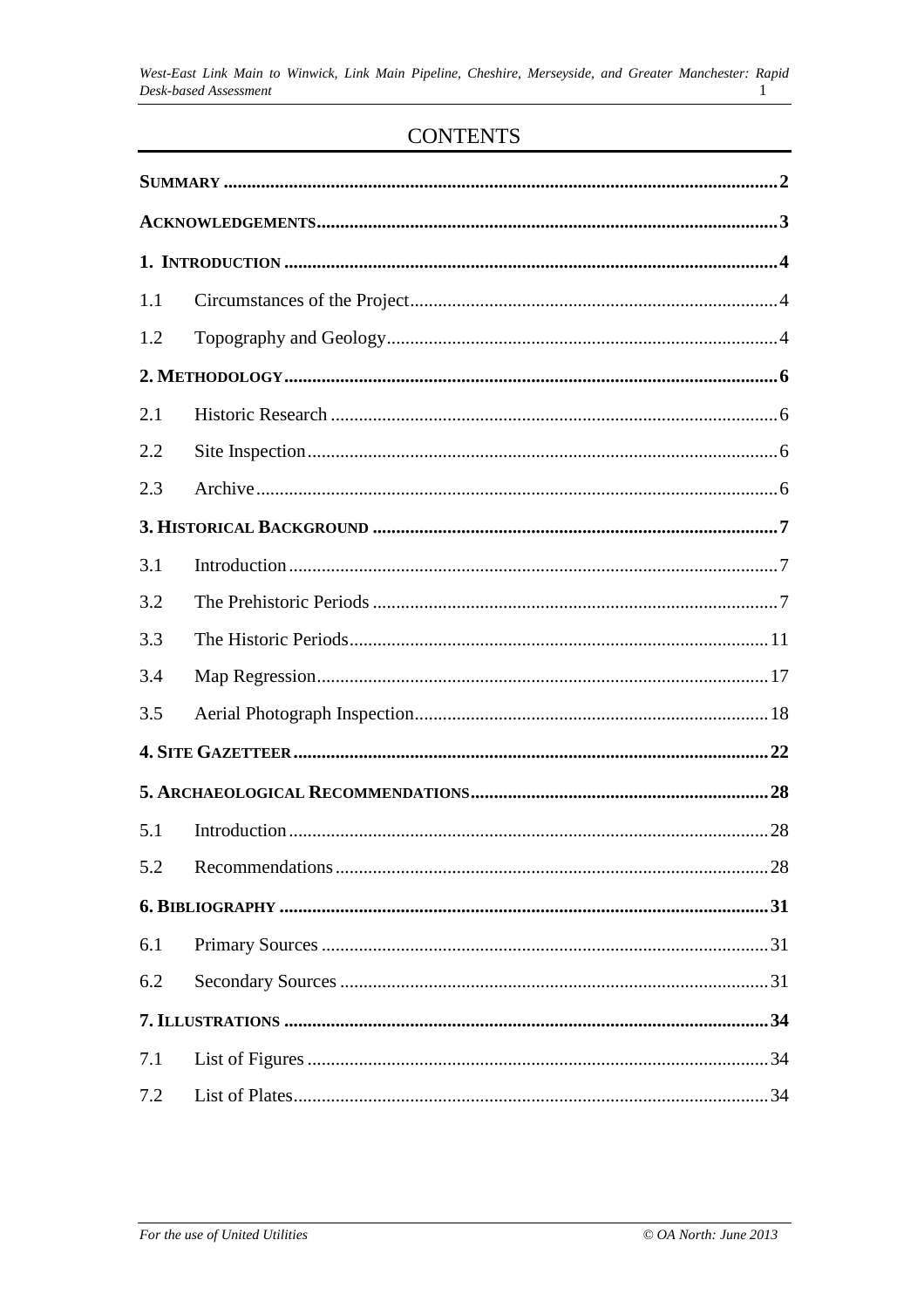# CONTENTS

| | | |
|---|---|---|
| **SUMMARY** | | **2** |
| **ACKNOWLEDGEMENTS** | | **3** |
| **1. INTRODUCTION** | | **4** |
| 1.1 | Circumstances of the Project | 4 |
| 1.2 | Topography and Geology | 4 |
| **2. METHODOLOGY** | | **6** |
| 2.1 | Historic Research | 6 |
| 2.2 | Site Inspection | 6 |
| 2.3 | Archive | 6 |
| **3. HISTORICAL BACKGROUND** | | **7** |
| 3.1 | Introduction | 7 |
| 3.2 | The Prehistoric Periods | 7 |
| 3.3 | The Historic Periods | 11 |
| 3.4 | Map Regression | 17 |
| 3.5 | Aerial Photograph Inspection | 18 |
| **4. SITE GAZETTEER** | | **22** |
| **5. ARCHAEOLOGICAL RECOMMENDATIONS** | | **28** |
| 5.1 | Introduction | 28 |
| 5.2 | Recommendations | 28 |
| **6. BIBLIOGRAPHY** | | **31** |
| 6.1 | Primary Sources | 31 |
| 6.2 | Secondary Sources | 31 |
| **7. ILLUSTRATIONS** | | **34** |
| 7.1 | List of Figures | 34 |
| 7.2 | List of Plates | 34 |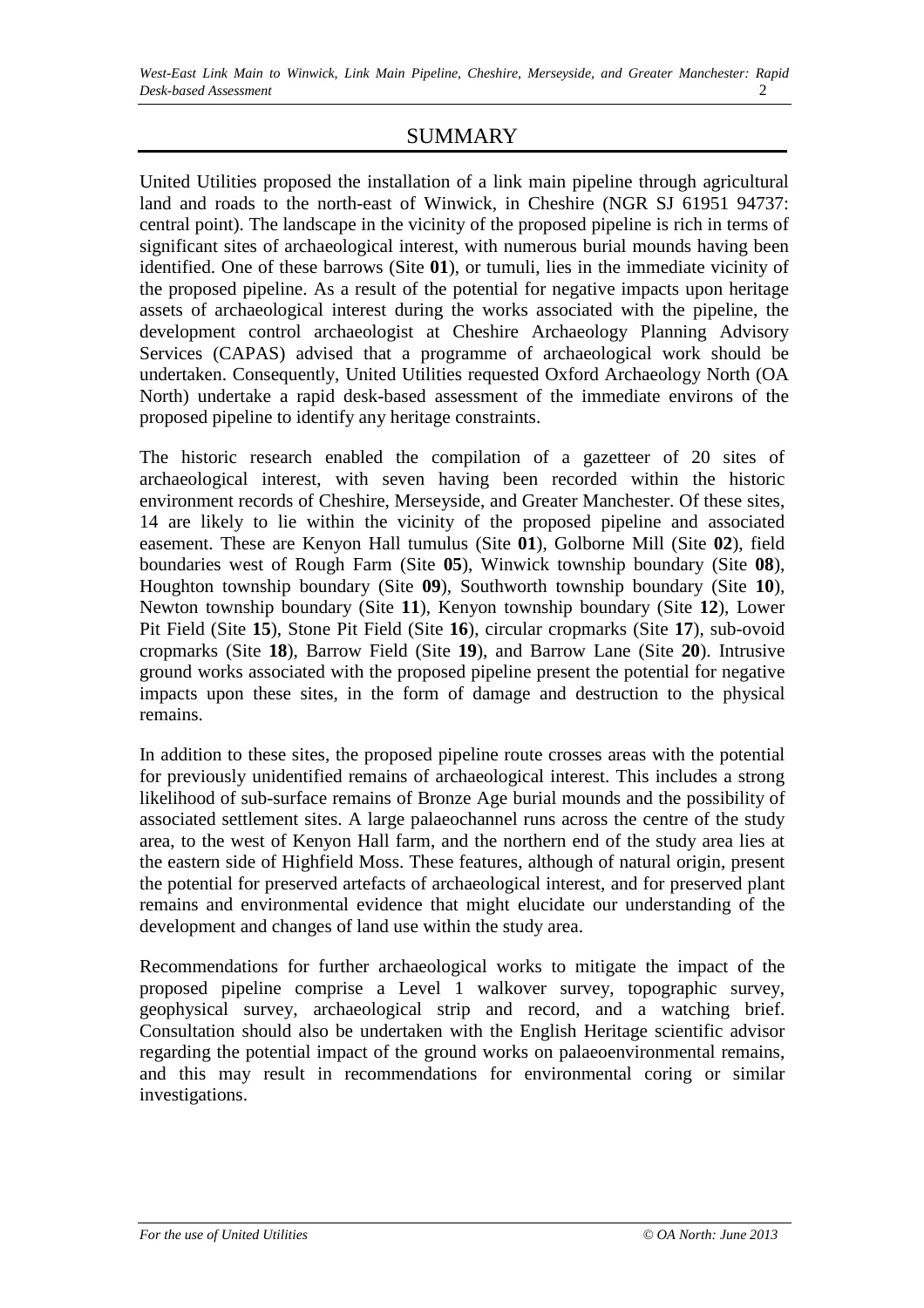# SUMMARY

United Utilities proposed the installation of a link main pipeline through agricultural land and roads to the north-east of Winwick, in Cheshire (NGR SJ 61951 94737: central point). The landscape in the vicinity of the proposed pipeline is rich in terms of significant sites of archaeological interest, with numerous burial mounds having been identified. One of these barrows (Site **01**), or tumuli, lies in the immediate vicinity of the proposed pipeline. As a result of the potential for negative impacts upon heritage assets of archaeological interest during the works associated with the pipeline, the development control archaeologist at Cheshire Archaeology Planning Advisory Services (CAPAS) advised that a programme of archaeological work should be undertaken. Consequently, United Utilities requested Oxford Archaeology North (OA North) undertake a rapid desk-based assessment of the immediate environs of the proposed pipeline to identify any heritage constraints.

The historic research enabled the compilation of a gazetteer of 20 sites of archaeological interest, with seven having been recorded within the historic environment records of Cheshire, Merseyside, and Greater Manchester. Of these sites, 14 are likely to lie within the vicinity of the proposed pipeline and associated easement. These are Kenyon Hall tumulus (Site **01**), Golborne Mill (Site **02**), field boundaries west of Rough Farm (Site **05**), Winwick township boundary (Site **08**), Houghton township boundary (Site **09**), Southworth township boundary (Site **10**), Newton township boundary (Site **11**), Kenyon township boundary (Site **12**), Lower Pit Field (Site **15**), Stone Pit Field (Site **16**), circular cropmarks (Site **17**), sub-ovoid cropmarks (Site **18**), Barrow Field (Site **19**), and Barrow Lane (Site **20**). Intrusive ground works associated with the proposed pipeline present the potential for negative impacts upon these sites, in the form of damage and destruction to the physical remains.

In addition to these sites, the proposed pipeline route crosses areas with the potential for previously unidentified remains of archaeological interest. This includes a strong likelihood of sub-surface remains of Bronze Age burial mounds and the possibility of associated settlement sites. A large palaeochannel runs across the centre of the study area, to the west of Kenyon Hall farm, and the northern end of the study area lies at the eastern side of Highfield Moss. These features, although of natural origin, present the potential for preserved artefacts of archaeological interest, and for preserved plant remains and environmental evidence that might elucidate our understanding of the development and changes of land use within the study area.

Recommendations for further archaeological works to mitigate the impact of the proposed pipeline comprise a Level 1 walkover survey, topographic survey, geophysical survey, archaeological strip and record, and a watching brief. Consultation should also be undertaken with the English Heritage scientific advisor regarding the potential impact of the ground works on palaeoenvironmental remains, and this may result in recommendations for environmental coring or similar investigations.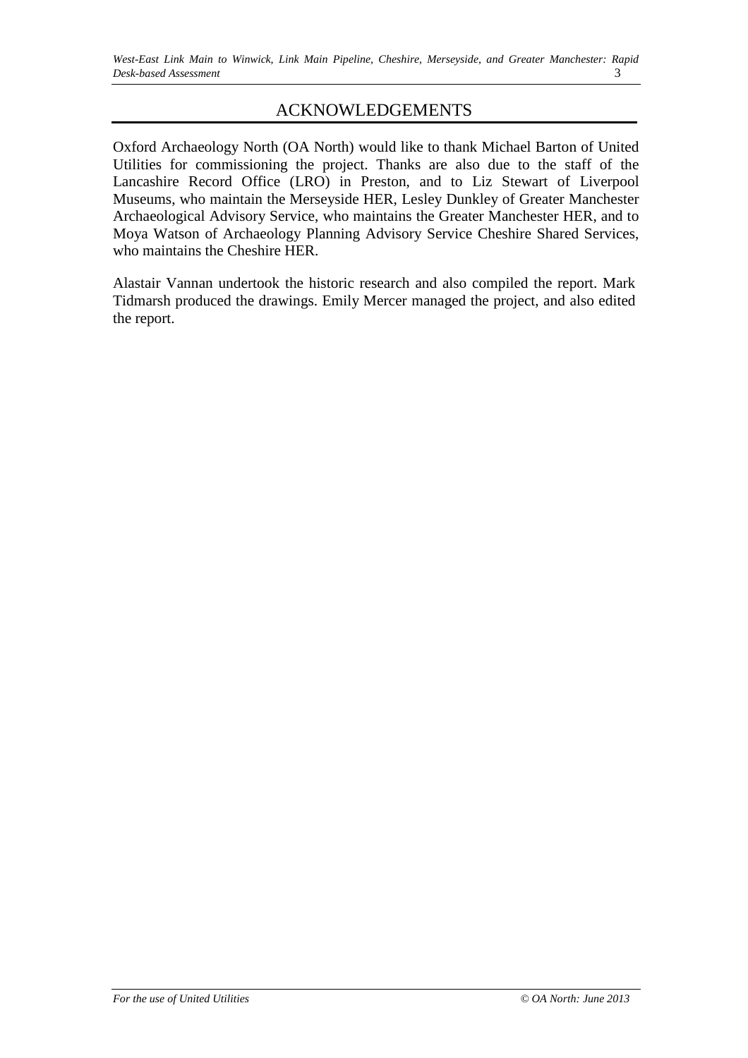# ACKNOWLEDGEMENTS

Oxford Archaeology North (OA North) would like to thank Michael Barton of United Utilities for commissioning the project. Thanks are also due to the staff of the Lancashire Record Office (LRO) in Preston, and to Liz Stewart of Liverpool Museums, who maintain the Merseyside HER, Lesley Dunkley of Greater Manchester Archaeological Advisory Service, who maintains the Greater Manchester HER, and to Moya Watson of Archaeology Planning Advisory Service Cheshire Shared Services, who maintains the Cheshire HER.

Alastair Vannan undertook the historic research and also compiled the report. Mark Tidmarsh produced the drawings. Emily Mercer managed the project, and also edited the report.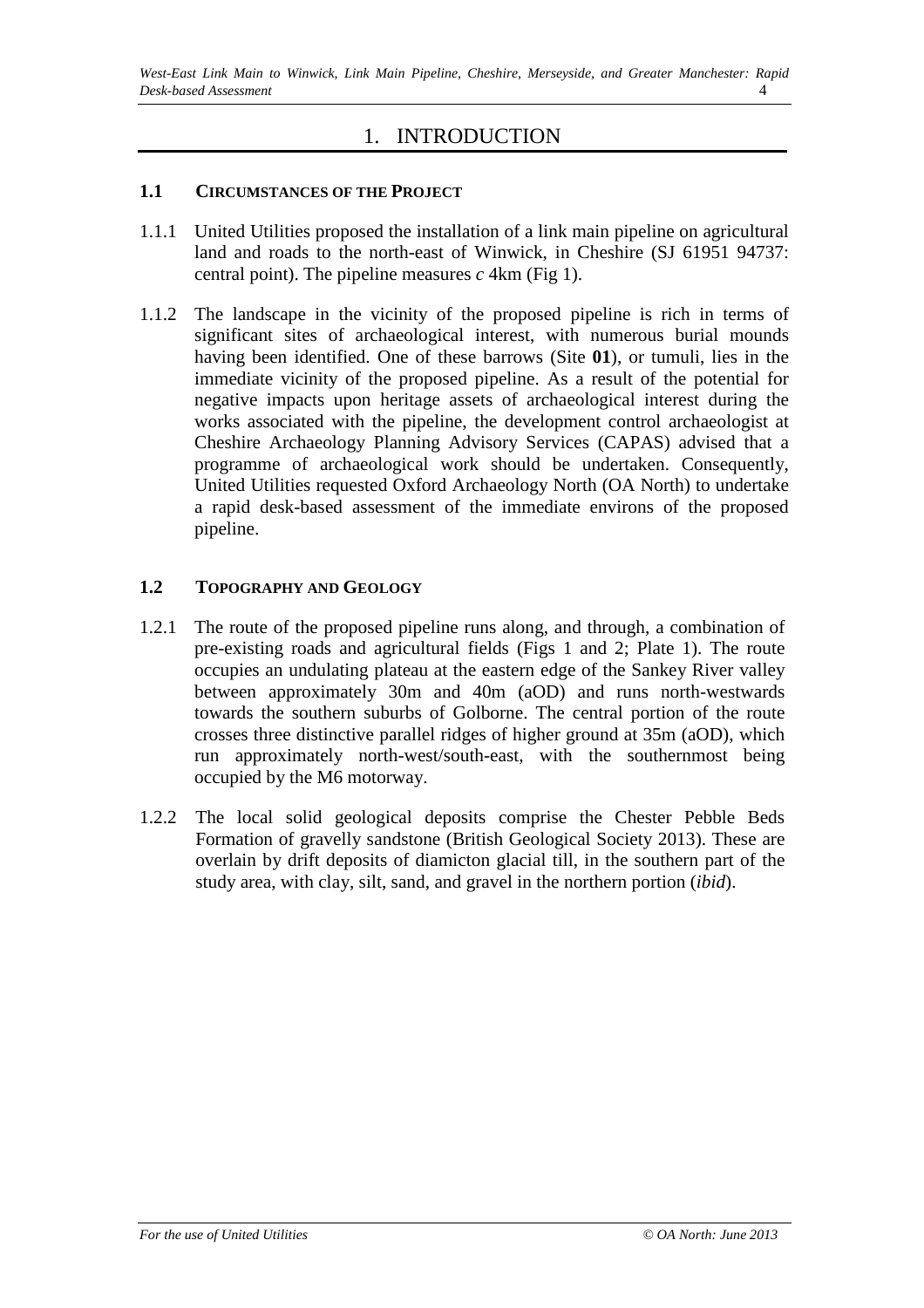# 1. INTRODUCTION

## 1.1 CIRCUMSTANCES OF THE PROJECT

1.1.1 United Utilities proposed the installation of a link main pipeline on agricultural land and roads to the north-east of Winwick, in Cheshire (SJ 61951 94737: central point). The pipeline measures *c* 4km (Fig 1).

1.1.2 The landscape in the vicinity of the proposed pipeline is rich in terms of significant sites of archaeological interest, with numerous burial mounds having been identified. One of these barrows (Site **01**), or tumuli, lies in the immediate vicinity of the proposed pipeline. As a result of the potential for negative impacts upon heritage assets of archaeological interest during the works associated with the pipeline, the development control archaeologist at Cheshire Archaeology Planning Advisory Services (CAPAS) advised that a programme of archaeological work should be undertaken. Consequently, United Utilities requested Oxford Archaeology North (OA North) to undertake a rapid desk-based assessment of the immediate environs of the proposed pipeline.

## 1.2 TOPOGRAPHY AND GEOLOGY

1.2.1 The route of the proposed pipeline runs along, and through, a combination of pre-existing roads and agricultural fields (Figs 1 and 2; Plate 1). The route occupies an undulating plateau at the eastern edge of the Sankey River valley between approximately 30m and 40m (aOD) and runs north-westwards towards the southern suburbs of Golborne. The central portion of the route crosses three distinctive parallel ridges of higher ground at 35m (aOD), which run approximately north-west/south-east, with the southernmost being occupied by the M6 motorway.

1.2.2 The local solid geological deposits comprise the Chester Pebble Beds Formation of gravelly sandstone (British Geological Society 2013). These are overlain by drift deposits of diamicton glacial till, in the southern part of the study area, with clay, silt, sand, and gravel in the northern portion (*ibid*).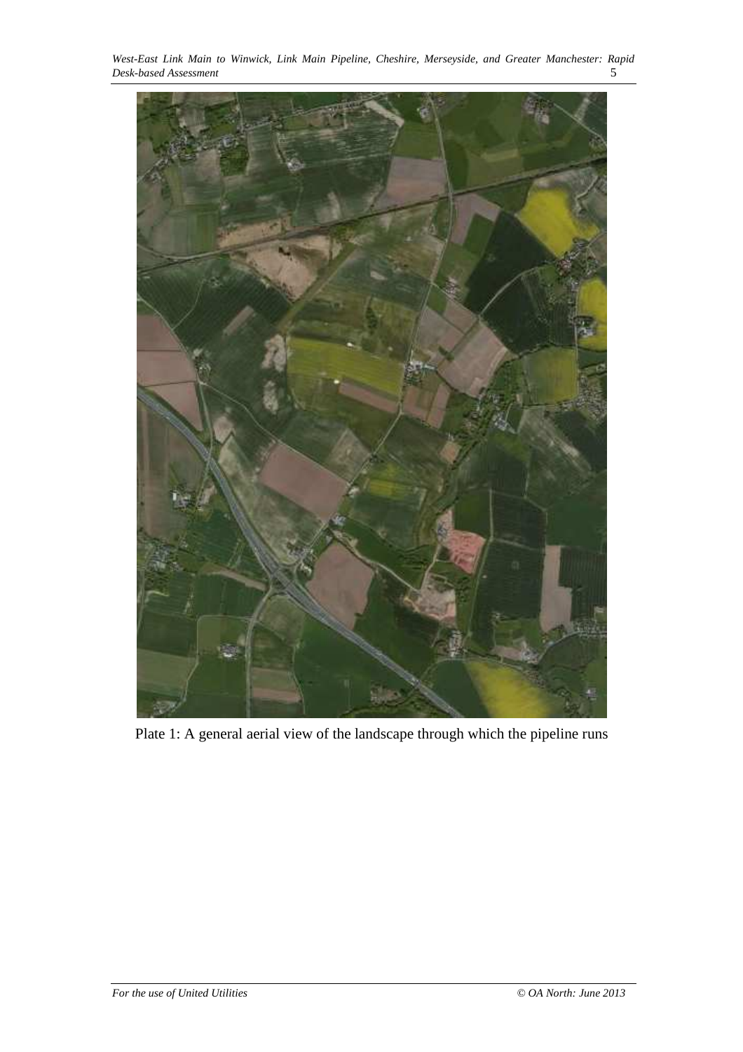Plate 1: A general aerial view of the landscape through which the pipeline runs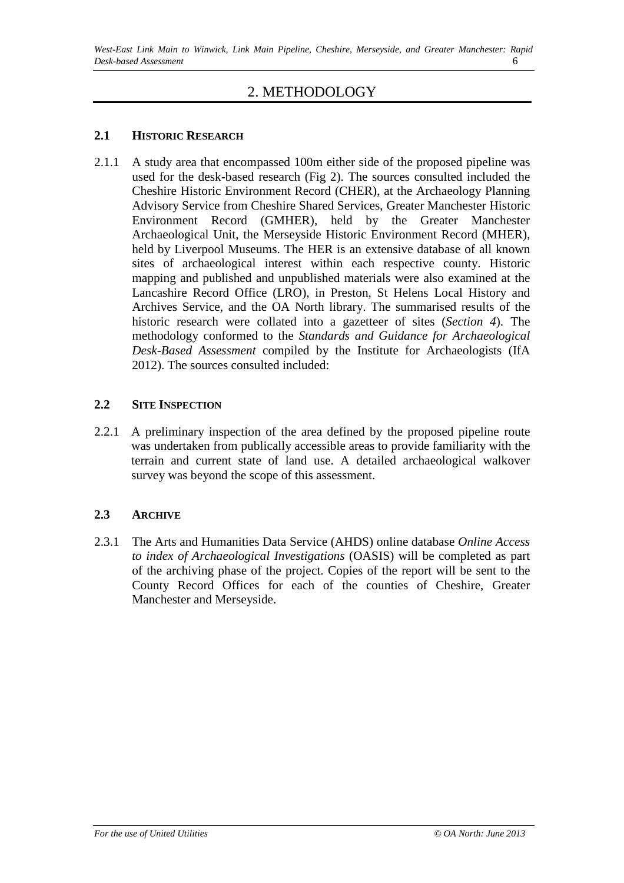# 2. METHODOLOGY

## 2.1 Historic Research

2.1.1 A study area that encompassed 100m either side of the proposed pipeline was used for the desk-based research (Fig 2). The sources consulted included the Cheshire Historic Environment Record (CHER), at the Archaeology Planning Advisory Service from Cheshire Shared Services, Greater Manchester Historic Environment Record (GMHER), held by the Greater Manchester Archaeological Unit, the Merseyside Historic Environment Record (MHER), held by Liverpool Museums. The HER is an extensive database of all known sites of archaeological interest within each respective county. Historic mapping and published and unpublished materials were also examined at the Lancashire Record Office (LRO), in Preston, St Helens Local History and Archives Service, and the OA North library. The summarised results of the historic research were collated into a gazetteer of sites (*Section 4*). The methodology conformed to the *Standards and Guidance for Archaeological Desk-Based Assessment* compiled by the Institute for Archaeologists (IfA 2012). The sources consulted included:

## 2.2 Site Inspection

2.2.1 A preliminary inspection of the area defined by the proposed pipeline route was undertaken from publically accessible areas to provide familiarity with the terrain and current state of land use. A detailed archaeological walkover survey was beyond the scope of this assessment.

## 2.3 Archive

2.3.1 The Arts and Humanities Data Service (AHDS) online database *Online Access to index of Archaeological Investigations* (OASIS) will be completed as part of the archiving phase of the project. Copies of the report will be sent to the County Record Offices for each of the counties of Cheshire, Greater Manchester and Merseyside.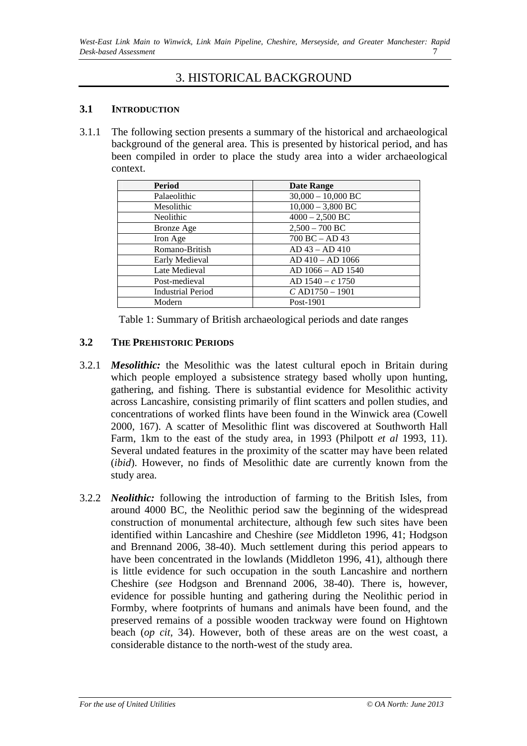# 3. HISTORICAL BACKGROUND

## 3.1 INTRODUCTION

3.1.1 The following section presents a summary of the historical and archaeological background of the general area. This is presented by historical period, and has been compiled in order to place the study area into a wider archaeological context.

| Period | Date Range |
|---|---|
| Palaeolithic | 30,000 – 10,000 BC |
| Mesolithic | 10,000 – 3,800 BC |
| Neolithic | 4000 – 2,500 BC |
| Bronze Age | 2,500 – 700 BC |
| Iron Age | 700 BC – AD 43 |
| Romano-British | AD 43 – AD 410 |
| Early Medieval | AD 410 – AD 1066 |
| Late Medieval | AD 1066 – AD 1540 |
| Post-medieval | AD 1540 – *c* 1750 |
| Industrial Period | *C* AD1750 – 1901 |
| Modern | Post-1901 |

Table 1: Summary of British archaeological periods and date ranges

## 3.2 THE PREHISTORIC PERIODS

3.2.1 ***Mesolithic:*** the Mesolithic was the latest cultural epoch in Britain during which people employed a subsistence strategy based wholly upon hunting, gathering, and fishing. There is substantial evidence for Mesolithic activity across Lancashire, consisting primarily of flint scatters and pollen studies, and concentrations of worked flints have been found in the Winwick area (Cowell 2000, 167). A scatter of Mesolithic flint was discovered at Southworth Hall Farm, 1km to the east of the study area, in 1993 (Philpott *et al* 1993, 11). Several undated features in the proximity of the scatter may have been related (*ibid*). However, no finds of Mesolithic date are currently known from the study area.

3.2.2 ***Neolithic:*** following the introduction of farming to the British Isles, from around 4000 BC, the Neolithic period saw the beginning of the widespread construction of monumental architecture, although few such sites have been identified within Lancashire and Cheshire (*see* Middleton 1996, 41; Hodgson and Brennand 2006, 38-40). Much settlement during this period appears to have been concentrated in the lowlands (Middleton 1996, 41), although there is little evidence for such occupation in the south Lancashire and northern Cheshire (*see* Hodgson and Brennand 2006, 38-40). There is, however, evidence for possible hunting and gathering during the Neolithic period in Formby, where footprints of humans and animals have been found, and the preserved remains of a possible wooden trackway were found on Hightown beach (*op cit*, 34). However, both of these areas are on the west coast, a considerable distance to the north-west of the study area.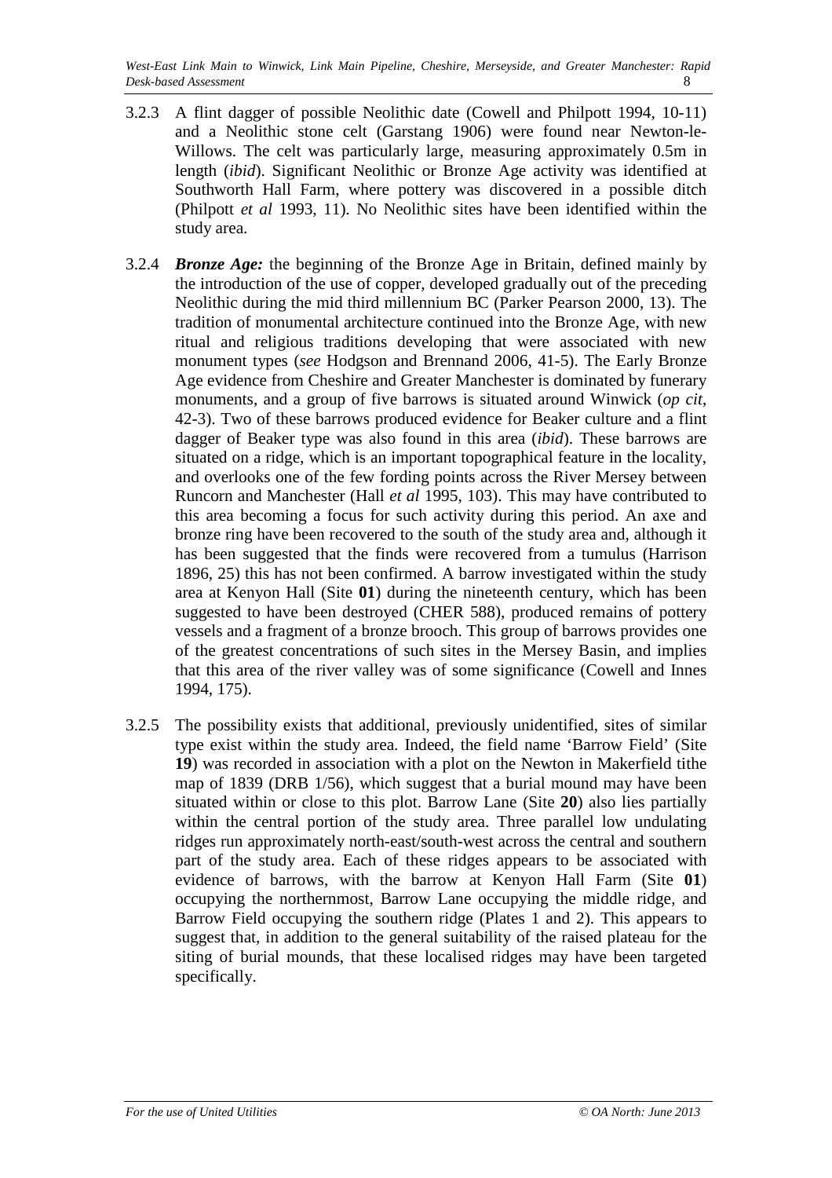3.2.3 A flint dagger of possible Neolithic date (Cowell and Philpott 1994, 10-11) and a Neolithic stone celt (Garstang 1906) were found near Newton-le-Willows. The celt was particularly large, measuring approximately 0.5m in length (*ibid*). Significant Neolithic or Bronze Age activity was identified at Southworth Hall Farm, where pottery was discovered in a possible ditch (Philpott *et al* 1993, 11). No Neolithic sites have been identified within the study area.

3.2.4 ***Bronze Age:*** the beginning of the Bronze Age in Britain, defined mainly by the introduction of the use of copper, developed gradually out of the preceding Neolithic during the mid third millennium BC (Parker Pearson 2000, 13). The tradition of monumental architecture continued into the Bronze Age, with new ritual and religious traditions developing that were associated with new monument types (*see* Hodgson and Brennand 2006, 41-5). The Early Bronze Age evidence from Cheshire and Greater Manchester is dominated by funerary monuments, and a group of five barrows is situated around Winwick (*op cit*, 42-3). Two of these barrows produced evidence for Beaker culture and a flint dagger of Beaker type was also found in this area (*ibid*). These barrows are situated on a ridge, which is an important topographical feature in the locality, and overlooks one of the few fording points across the River Mersey between Runcorn and Manchester (Hall *et al* 1995, 103). This may have contributed to this area becoming a focus for such activity during this period. An axe and bronze ring have been recovered to the south of the study area and, although it has been suggested that the finds were recovered from a tumulus (Harrison 1896, 25) this has not been confirmed. A barrow investigated within the study area at Kenyon Hall (Site **01**) during the nineteenth century, which has been suggested to have been destroyed (CHER 588), produced remains of pottery vessels and a fragment of a bronze brooch. This group of barrows provides one of the greatest concentrations of such sites in the Mersey Basin, and implies that this area of the river valley was of some significance (Cowell and Innes 1994, 175).

3.2.5 The possibility exists that additional, previously unidentified, sites of similar type exist within the study area. Indeed, the field name 'Barrow Field' (Site **19**) was recorded in association with a plot on the Newton in Makerfield tithe map of 1839 (DRB 1/56), which suggest that a burial mound may have been situated within or close to this plot. Barrow Lane (Site **20**) also lies partially within the central portion of the study area. Three parallel low undulating ridges run approximately north-east/south-west across the central and southern part of the study area. Each of these ridges appears to be associated with evidence of barrows, with the barrow at Kenyon Hall Farm (Site **01**) occupying the northernmost, Barrow Lane occupying the middle ridge, and Barrow Field occupying the southern ridge (Plates 1 and 2). This appears to suggest that, in addition to the general suitability of the raised plateau for the siting of burial mounds, that these localised ridges may have been targeted specifically.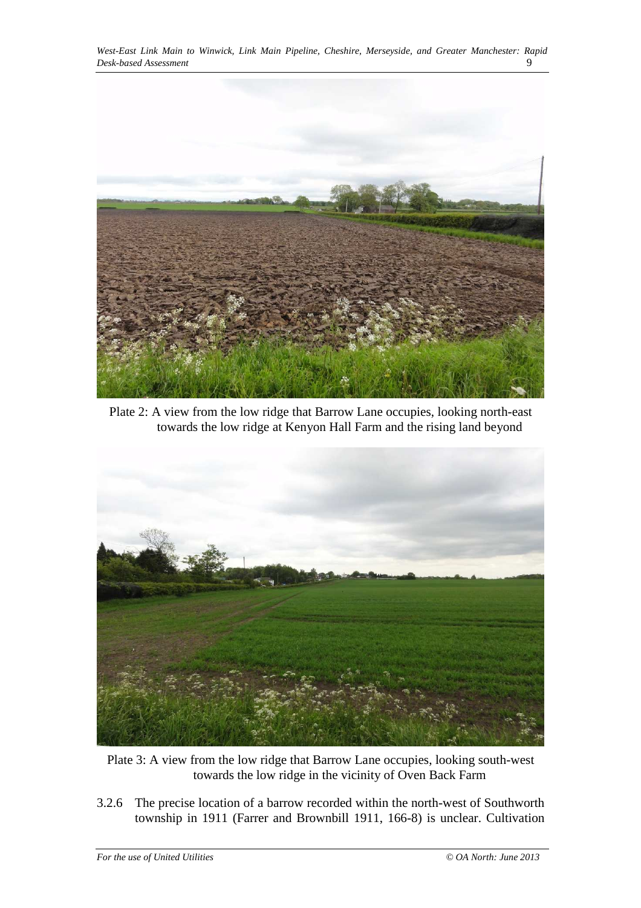Plate 2: A view from the low ridge that Barrow Lane occupies, looking north-east towards the low ridge at Kenyon Hall Farm and the rising land beyond

Plate 3: A view from the low ridge that Barrow Lane occupies, looking south-west towards the low ridge in the vicinity of Oven Back Farm

3.2.6 The precise location of a barrow recorded within the north-west of Southworth township in 1911 (Farrer and Brownbill 1911, 166-8) is unclear. Cultivation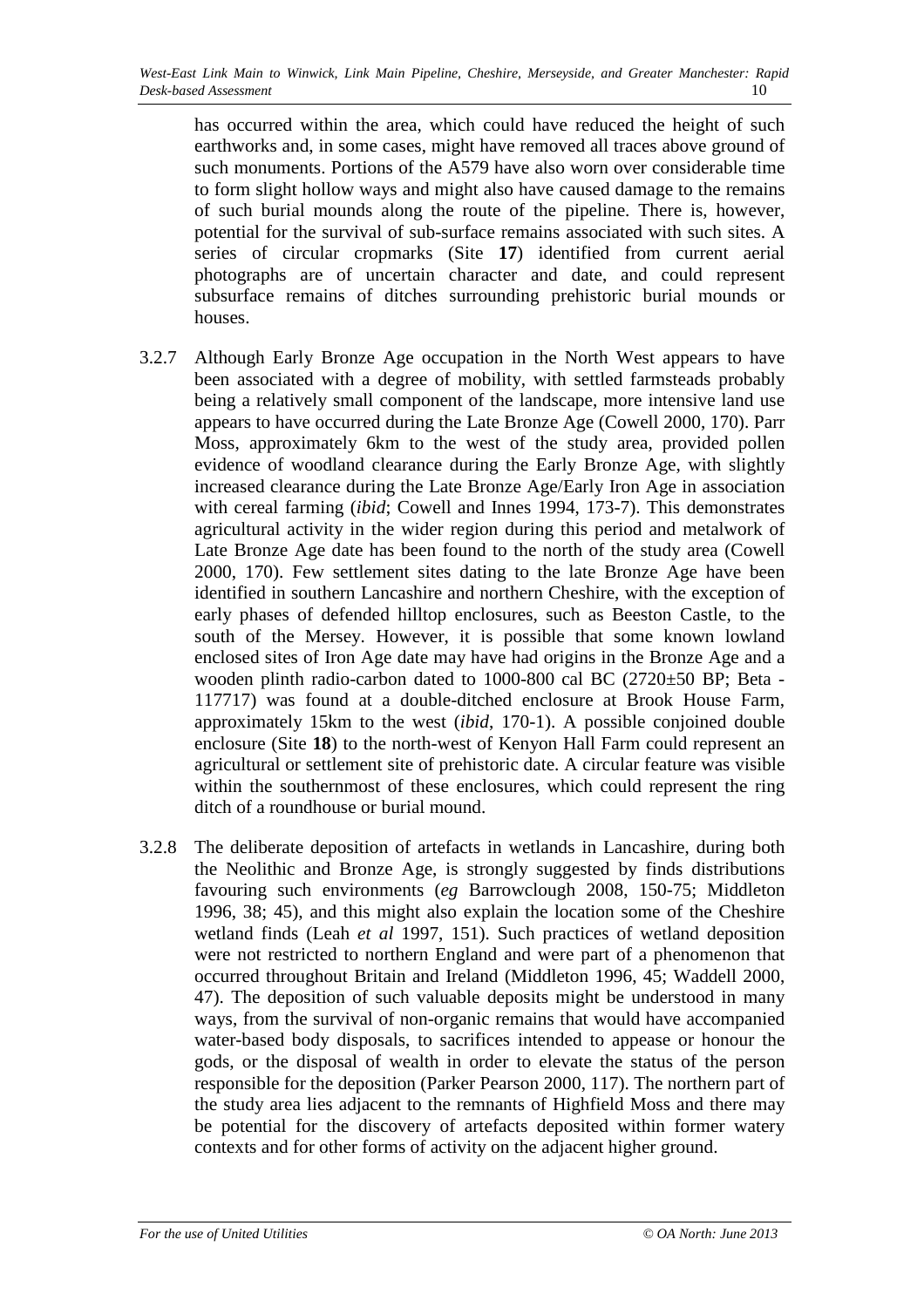has occurred within the area, which could have reduced the height of such earthworks and, in some cases, might have removed all traces above ground of such monuments. Portions of the A579 have also worn over considerable time to form slight hollow ways and might also have caused damage to the remains of such burial mounds along the route of the pipeline. There is, however, potential for the survival of sub-surface remains associated with such sites. A series of circular cropmarks (Site **17**) identified from current aerial photographs are of uncertain character and date, and could represent subsurface remains of ditches surrounding prehistoric burial mounds or houses.

3.2.7 Although Early Bronze Age occupation in the North West appears to have been associated with a degree of mobility, with settled farmsteads probably being a relatively small component of the landscape, more intensive land use appears to have occurred during the Late Bronze Age (Cowell 2000, 170). Parr Moss, approximately 6km to the west of the study area, provided pollen evidence of woodland clearance during the Early Bronze Age, with slightly increased clearance during the Late Bronze Age/Early Iron Age in association with cereal farming (*ibid*; Cowell and Innes 1994, 173-7). This demonstrates agricultural activity in the wider region during this period and metalwork of Late Bronze Age date has been found to the north of the study area (Cowell 2000, 170). Few settlement sites dating to the late Bronze Age have been identified in southern Lancashire and northern Cheshire, with the exception of early phases of defended hilltop enclosures, such as Beeston Castle, to the south of the Mersey. However, it is possible that some known lowland enclosed sites of Iron Age date may have had origins in the Bronze Age and a wooden plinth radio-carbon dated to 1000-800 cal BC (2720±50 BP; Beta - 117717) was found at a double-ditched enclosure at Brook House Farm, approximately 15km to the west (*ibid*, 170-1). A possible conjoined double enclosure (Site **18**) to the north-west of Kenyon Hall Farm could represent an agricultural or settlement site of prehistoric date. A circular feature was visible within the southernmost of these enclosures, which could represent the ring ditch of a roundhouse or burial mound.

3.2.8 The deliberate deposition of artefacts in wetlands in Lancashire, during both the Neolithic and Bronze Age, is strongly suggested by finds distributions favouring such environments (*eg* Barrowclough 2008, 150-75; Middleton 1996, 38; 45), and this might also explain the location some of the Cheshire wetland finds (Leah *et al* 1997, 151). Such practices of wetland deposition were not restricted to northern England and were part of a phenomenon that occurred throughout Britain and Ireland (Middleton 1996, 45; Waddell 2000, 47). The deposition of such valuable deposits might be understood in many ways, from the survival of non-organic remains that would have accompanied water-based body disposals, to sacrifices intended to appease or honour the gods, or the disposal of wealth in order to elevate the status of the person responsible for the deposition (Parker Pearson 2000, 117). The northern part of the study area lies adjacent to the remnants of Highfield Moss and there may be potential for the discovery of artefacts deposited within former watery contexts and for other forms of activity on the adjacent higher ground.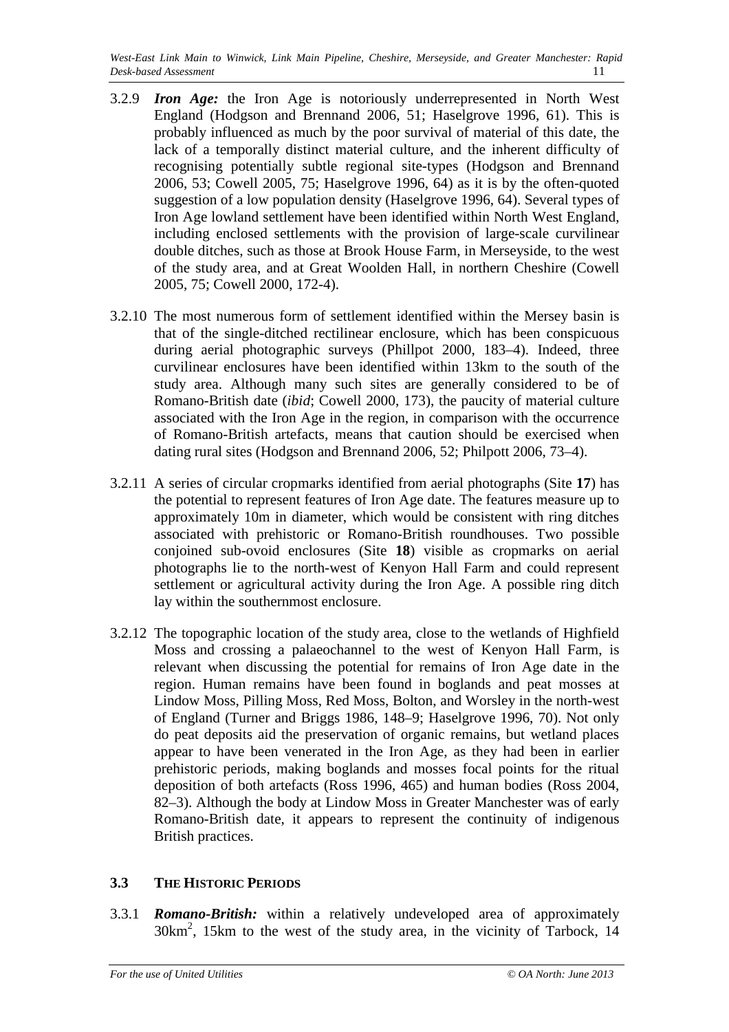3.2.9 ***Iron Age:*** the Iron Age is notoriously underrepresented in North West England (Hodgson and Brennand 2006, 51; Haselgrove 1996, 61). This is probably influenced as much by the poor survival of material of this date, the lack of a temporally distinct material culture, and the inherent difficulty of recognising potentially subtle regional site-types (Hodgson and Brennand 2006, 53; Cowell 2005, 75; Haselgrove 1996, 64) as it is by the often-quoted suggestion of a low population density (Haselgrove 1996, 64). Several types of Iron Age lowland settlement have been identified within North West England, including enclosed settlements with the provision of large-scale curvilinear double ditches, such as those at Brook House Farm, in Merseyside, to the west of the study area, and at Great Woolden Hall, in northern Cheshire (Cowell 2005, 75; Cowell 2000, 172-4).

3.2.10 The most numerous form of settlement identified within the Mersey basin is that of the single-ditched rectilinear enclosure, which has been conspicuous during aerial photographic surveys (Phillpot 2000, 183–4). Indeed, three curvilinear enclosures have been identified within 13km to the south of the study area. Although many such sites are generally considered to be of Romano-British date (*ibid*; Cowell 2000, 173), the paucity of material culture associated with the Iron Age in the region, in comparison with the occurrence of Romano-British artefacts, means that caution should be exercised when dating rural sites (Hodgson and Brennand 2006, 52; Philpott 2006, 73–4).

3.2.11 A series of circular cropmarks identified from aerial photographs (Site **17**) has the potential to represent features of Iron Age date. The features measure up to approximately 10m in diameter, which would be consistent with ring ditches associated with prehistoric or Romano-British roundhouses. Two possible conjoined sub-ovoid enclosures (Site **18**) visible as cropmarks on aerial photographs lie to the north-west of Kenyon Hall Farm and could represent settlement or agricultural activity during the Iron Age. A possible ring ditch lay within the southernmost enclosure.

3.2.12 The topographic location of the study area, close to the wetlands of Highfield Moss and crossing a palaeochannel to the west of Kenyon Hall Farm, is relevant when discussing the potential for remains of Iron Age date in the region. Human remains have been found in boglands and peat mosses at Lindow Moss, Pilling Moss, Red Moss, Bolton, and Worsley in the north-west of England (Turner and Briggs 1986, 148–9; Haselgrove 1996, 70). Not only do peat deposits aid the preservation of organic remains, but wetland places appear to have been venerated in the Iron Age, as they had been in earlier prehistoric periods, making boglands and mosses focal points for the ritual deposition of both artefacts (Ross 1996, 465) and human bodies (Ross 2004, 82–3). Although the body at Lindow Moss in Greater Manchester was of early Romano-British date, it appears to represent the continuity of indigenous British practices.

### 3.3 The Historic Periods

3.3.1 ***Romano-British:*** within a relatively undeveloped area of approximately $30km^2$, 15km to the west of the study area, in the vicinity of Tarbock, 14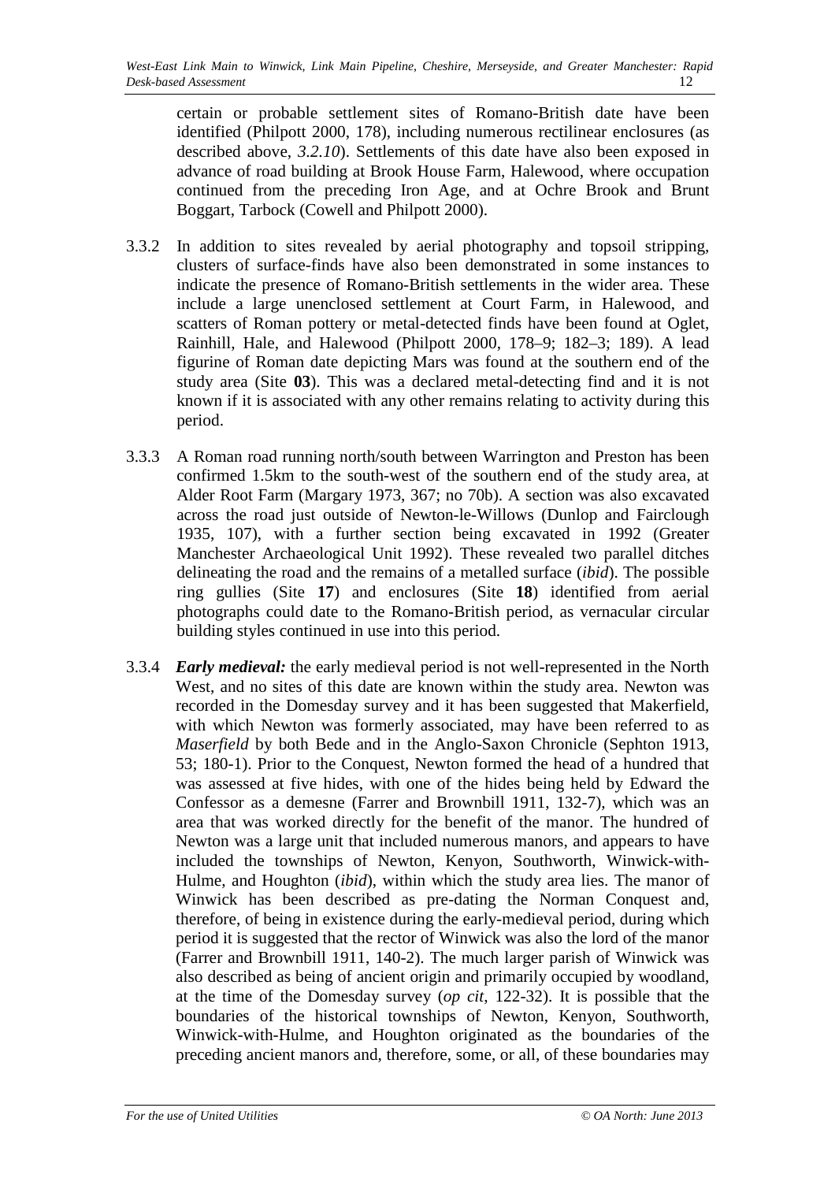certain or probable settlement sites of Romano-British date have been identified (Philpott 2000, 178), including numerous rectilinear enclosures (as described above, *3.2.10*). Settlements of this date have also been exposed in advance of road building at Brook House Farm, Halewood, where occupation continued from the preceding Iron Age, and at Ochre Brook and Brunt Boggart, Tarbock (Cowell and Philpott 2000).

3.3.2 In addition to sites revealed by aerial photography and topsoil stripping, clusters of surface-finds have also been demonstrated in some instances to indicate the presence of Romano-British settlements in the wider area. These include a large unenclosed settlement at Court Farm, in Halewood, and scatters of Roman pottery or metal-detected finds have been found at Oglet, Rainhill, Hale, and Halewood (Philpott 2000, 178–9; 182–3; 189). A lead figurine of Roman date depicting Mars was found at the southern end of the study area (Site **03**). This was a declared metal-detecting find and it is not known if it is associated with any other remains relating to activity during this period.

3.3.3 A Roman road running north/south between Warrington and Preston has been confirmed 1.5km to the south-west of the southern end of the study area, at Alder Root Farm (Margary 1973, 367; no 70b). A section was also excavated across the road just outside of Newton-le-Willows (Dunlop and Fairclough 1935, 107), with a further section being excavated in 1992 (Greater Manchester Archaeological Unit 1992). These revealed two parallel ditches delineating the road and the remains of a metalled surface (*ibid*). The possible ring gullies (Site **17**) and enclosures (Site **18**) identified from aerial photographs could date to the Romano-British period, as vernacular circular building styles continued in use into this period.

3.3.4 ***Early medieval:*** the early medieval period is not well-represented in the North West, and no sites of this date are known within the study area. Newton was recorded in the Domesday survey and it has been suggested that Makerfield, with which Newton was formerly associated, may have been referred to as *Maserfield* by both Bede and in the Anglo-Saxon Chronicle (Sephton 1913, 53; 180-1). Prior to the Conquest, Newton formed the head of a hundred that was assessed at five hides, with one of the hides being held by Edward the Confessor as a demesne (Farrer and Brownbill 1911, 132-7), which was an area that was worked directly for the benefit of the manor. The hundred of Newton was a large unit that included numerous manors, and appears to have included the townships of Newton, Kenyon, Southworth, Winwick-with-Hulme, and Houghton (*ibid*), within which the study area lies. The manor of Winwick has been described as pre-dating the Norman Conquest and, therefore, of being in existence during the early-medieval period, during which period it is suggested that the rector of Winwick was also the lord of the manor (Farrer and Brownbill 1911, 140-2). The much larger parish of Winwick was also described as being of ancient origin and primarily occupied by woodland, at the time of the Domesday survey (*op cit*, 122-32). It is possible that the boundaries of the historical townships of Newton, Kenyon, Southworth, Winwick-with-Hulme, and Houghton originated as the boundaries of the preceding ancient manors and, therefore, some, or all, of these boundaries may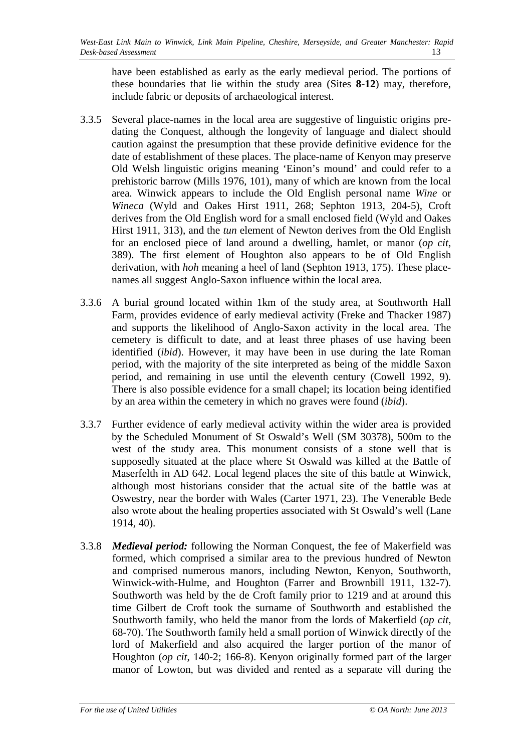have been established as early as the early medieval period. The portions of these boundaries that lie within the study area (Sites **8**-**12**) may, therefore, include fabric or deposits of archaeological interest.

3.3.5 Several place-names in the local area are suggestive of linguistic origins pre-dating the Conquest, although the longevity of language and dialect should caution against the presumption that these provide definitive evidence for the date of establishment of these places. The place-name of Kenyon may preserve Old Welsh linguistic origins meaning 'Einon's mound' and could refer to a prehistoric barrow (Mills 1976, 101), many of which are known from the local area. Winwick appears to include the Old English personal name *Wine* or *Wineca* (Wyld and Oakes Hirst 1911, 268; Sephton 1913, 204-5), Croft derives from the Old English word for a small enclosed field (Wyld and Oakes Hirst 1911, 313), and the *tun* element of Newton derives from the Old English for an enclosed piece of land around a dwelling, hamlet, or manor (*op cit*, 389). The first element of Houghton also appears to be of Old English derivation, with *hoh* meaning a heel of land (Sephton 1913, 175). These place-names all suggest Anglo-Saxon influence within the local area.

3.3.6 A burial ground located within 1km of the study area, at Southworth Hall Farm, provides evidence of early medieval activity (Freke and Thacker 1987) and supports the likelihood of Anglo-Saxon activity in the local area. The cemetery is difficult to date, and at least three phases of use having been identified (*ibid*). However, it may have been in use during the late Roman period, with the majority of the site interpreted as being of the middle Saxon period, and remaining in use until the eleventh century (Cowell 1992, 9). There is also possible evidence for a small chapel; its location being identified by an area within the cemetery in which no graves were found (*ibid*).

3.3.7 Further evidence of early medieval activity within the wider area is provided by the Scheduled Monument of St Oswald's Well (SM 30378), 500m to the west of the study area. This monument consists of a stone well that is supposedly situated at the place where St Oswald was killed at the Battle of Maserfelth in AD 642. Local legend places the site of this battle at Winwick, although most historians consider that the actual site of the battle was at Oswestry, near the border with Wales (Carter 1971, 23). The Venerable Bede also wrote about the healing properties associated with St Oswald's well (Lane 1914, 40).

3.3.8 ***Medieval period:*** following the Norman Conquest, the fee of Makerfield was formed, which comprised a similar area to the previous hundred of Newton and comprised numerous manors, including Newton, Kenyon, Southworth, Winwick-with-Hulme, and Houghton (Farrer and Brownbill 1911, 132-7). Southworth was held by the de Croft family prior to 1219 and at around this time Gilbert de Croft took the surname of Southworth and established the Southworth family, who held the manor from the lords of Makerfield (*op cit*, 68-70). The Southworth family held a small portion of Winwick directly of the lord of Makerfield and also acquired the larger portion of the manor of Houghton (*op cit*, 140-2; 166-8). Kenyon originally formed part of the larger manor of Lowton, but was divided and rented as a separate vill during the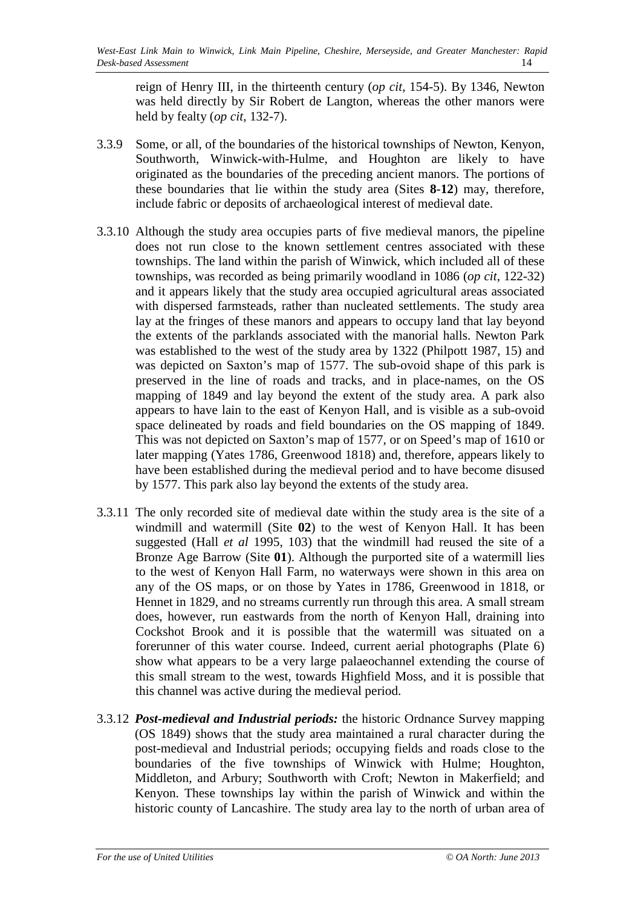reign of Henry III, in the thirteenth century (*op cit*, 154-5). By 1346, Newton was held directly by Sir Robert de Langton, whereas the other manors were held by fealty (*op cit*, 132-7).

3.3.9 Some, or all, of the boundaries of the historical townships of Newton, Kenyon, Southworth, Winwick-with-Hulme, and Houghton are likely to have originated as the boundaries of the preceding ancient manors. The portions of these boundaries that lie within the study area (Sites **8-12**) may, therefore, include fabric or deposits of archaeological interest of medieval date.

3.3.10 Although the study area occupies parts of five medieval manors, the pipeline does not run close to the known settlement centres associated with these townships. The land within the parish of Winwick, which included all of these townships, was recorded as being primarily woodland in 1086 (*op cit*, 122-32) and it appears likely that the study area occupied agricultural areas associated with dispersed farmsteads, rather than nucleated settlements. The study area lay at the fringes of these manors and appears to occupy land that lay beyond the extents of the parklands associated with the manorial halls. Newton Park was established to the west of the study area by 1322 (Philpott 1987, 15) and was depicted on Saxton's map of 1577. The sub-ovoid shape of this park is preserved in the line of roads and tracks, and in place-names, on the OS mapping of 1849 and lay beyond the extent of the study area. A park also appears to have lain to the east of Kenyon Hall, and is visible as a sub-ovoid space delineated by roads and field boundaries on the OS mapping of 1849. This was not depicted on Saxton's map of 1577, or on Speed's map of 1610 or later mapping (Yates 1786, Greenwood 1818) and, therefore, appears likely to have been established during the medieval period and to have become disused by 1577. This park also lay beyond the extents of the study area.

3.3.11 The only recorded site of medieval date within the study area is the site of a windmill and watermill (Site **02**) to the west of Kenyon Hall. It has been suggested (Hall *et al* 1995, 103) that the windmill had reused the site of a Bronze Age Barrow (Site **01**). Although the purported site of a watermill lies to the west of Kenyon Hall Farm, no waterways were shown in this area on any of the OS maps, or on those by Yates in 1786, Greenwood in 1818, or Hennet in 1829, and no streams currently run through this area. A small stream does, however, run eastwards from the north of Kenyon Hall, draining into Cockshot Brook and it is possible that the watermill was situated on a forerunner of this water course. Indeed, current aerial photographs (Plate 6) show what appears to be a very large palaeochannel extending the course of this small stream to the west, towards Highfield Moss, and it is possible that this channel was active during the medieval period.

3.3.12 ***Post-medieval and Industrial periods:*** the historic Ordnance Survey mapping (OS 1849) shows that the study area maintained a rural character during the post-medieval and Industrial periods; occupying fields and roads close to the boundaries of the five townships of Winwick with Hulme; Houghton, Middleton, and Arbury; Southworth with Croft; Newton in Makerfield; and Kenyon. These townships lay within the parish of Winwick and within the historic county of Lancashire. The study area lay to the north of urban area of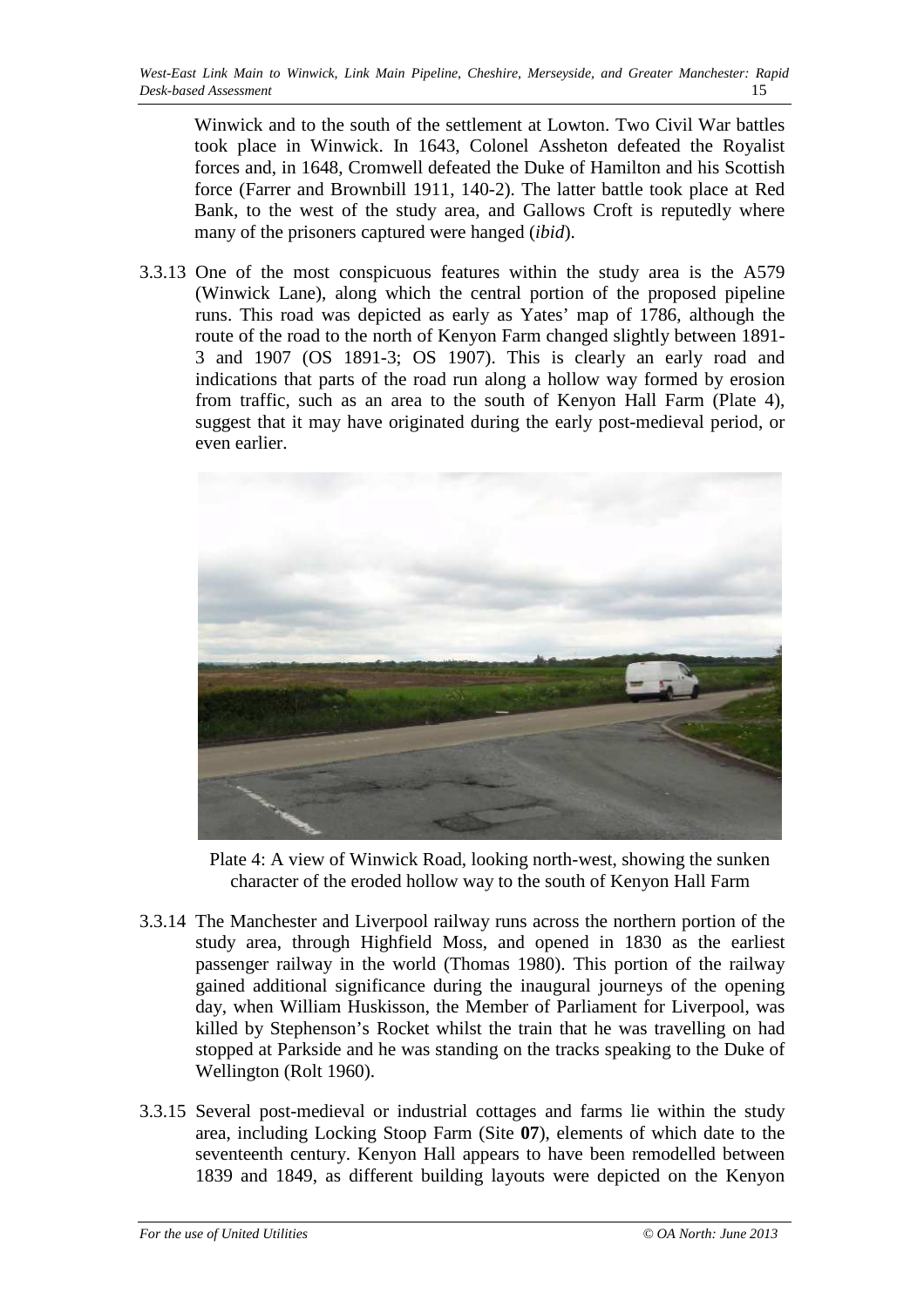Winwick and to the south of the settlement at Lowton. Two Civil War battles took place in Winwick. In 1643, Colonel Assheton defeated the Royalist forces and, in 1648, Cromwell defeated the Duke of Hamilton and his Scottish force (Farrer and Brownbill 1911, 140-2). The latter battle took place at Red Bank, to the west of the study area, and Gallows Croft is reputedly where many of the prisoners captured were hanged (*ibid*).

3.3.13 One of the most conspicuous features within the study area is the A579 (Winwick Lane), along which the central portion of the proposed pipeline runs. This road was depicted as early as Yates' map of 1786, although the route of the road to the north of Kenyon Farm changed slightly between 1891-3 and 1907 (OS 1891-3; OS 1907). This is clearly an early road and indications that parts of the road run along a hollow way formed by erosion from traffic, such as an area to the south of Kenyon Hall Farm (Plate 4), suggest that it may have originated during the early post-medieval period, or even earlier.

Plate 4: A view of Winwick Road, looking north-west, showing the sunken character of the eroded hollow way to the south of Kenyon Hall Farm

3.3.14 The Manchester and Liverpool railway runs across the northern portion of the study area, through Highfield Moss, and opened in 1830 as the earliest passenger railway in the world (Thomas 1980). This portion of the railway gained additional significance during the inaugural journeys of the opening day, when William Huskisson, the Member of Parliament for Liverpool, was killed by Stephenson's Rocket whilst the train that he was travelling on had stopped at Parkside and he was standing on the tracks speaking to the Duke of Wellington (Rolt 1960).

3.3.15 Several post-medieval or industrial cottages and farms lie within the study area, including Locking Stoop Farm (Site **07**), elements of which date to the seventeenth century. Kenyon Hall appears to have been remodelled between 1839 and 1849, as different building layouts were depicted on the Kenyon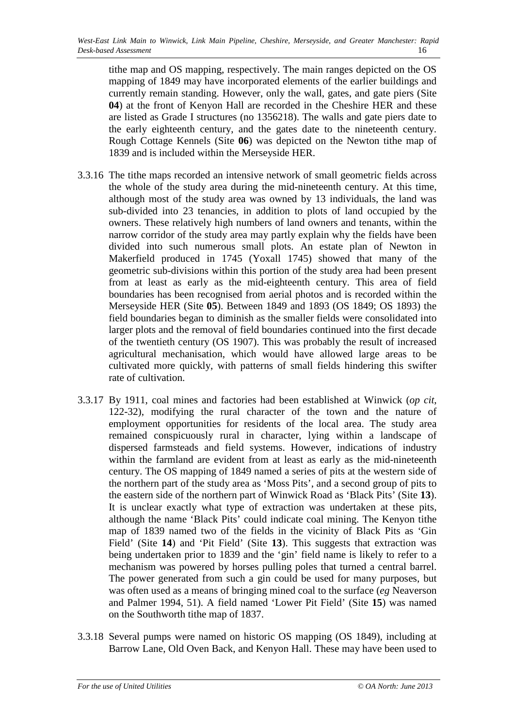tithe map and OS mapping, respectively. The main ranges depicted on the OS mapping of 1849 may have incorporated elements of the earlier buildings and currently remain standing. However, only the wall, gates, and gate piers (Site **04**) at the front of Kenyon Hall are recorded in the Cheshire HER and these are listed as Grade I structures (no 1356218). The walls and gate piers date to the early eighteenth century, and the gates date to the nineteenth century. Rough Cottage Kennels (Site **06**) was depicted on the Newton tithe map of 1839 and is included within the Merseyside HER.

3.3.16 The tithe maps recorded an intensive network of small geometric fields across the whole of the study area during the mid-nineteenth century. At this time, although most of the study area was owned by 13 individuals, the land was sub-divided into 23 tenancies, in addition to plots of land occupied by the owners. These relatively high numbers of land owners and tenants, within the narrow corridor of the study area may partly explain why the fields have been divided into such numerous small plots. An estate plan of Newton in Makerfield produced in 1745 (Yoxall 1745) showed that many of the geometric sub-divisions within this portion of the study area had been present from at least as early as the mid-eighteenth century. This area of field boundaries has been recognised from aerial photos and is recorded within the Merseyside HER (Site **05**). Between 1849 and 1893 (OS 1849; OS 1893) the field boundaries began to diminish as the smaller fields were consolidated into larger plots and the removal of field boundaries continued into the first decade of the twentieth century (OS 1907). This was probably the result of increased agricultural mechanisation, which would have allowed large areas to be cultivated more quickly, with patterns of small fields hindering this swifter rate of cultivation.

3.3.17 By 1911, coal mines and factories had been established at Winwick (*op cit*, 122-32), modifying the rural character of the town and the nature of employment opportunities for residents of the local area. The study area remained conspicuously rural in character, lying within a landscape of dispersed farmsteads and field systems. However, indications of industry within the farmland are evident from at least as early as the mid-nineteenth century. The OS mapping of 1849 named a series of pits at the western side of the northern part of the study area as 'Moss Pits', and a second group of pits to the eastern side of the northern part of Winwick Road as 'Black Pits' (Site **13**). It is unclear exactly what type of extraction was undertaken at these pits, although the name 'Black Pits' could indicate coal mining. The Kenyon tithe map of 1839 named two of the fields in the vicinity of Black Pits as 'Gin Field' (Site **14**) and 'Pit Field' (Site **13**). This suggests that extraction was being undertaken prior to 1839 and the 'gin' field name is likely to refer to a mechanism was powered by horses pulling poles that turned a central barrel. The power generated from such a gin could be used for many purposes, but was often used as a means of bringing mined coal to the surface (*eg* Neaverson and Palmer 1994, 51). A field named 'Lower Pit Field' (Site **15**) was named on the Southworth tithe map of 1837.

3.3.18 Several pumps were named on historic OS mapping (OS 1849), including at Barrow Lane, Old Oven Back, and Kenyon Hall. These may have been used to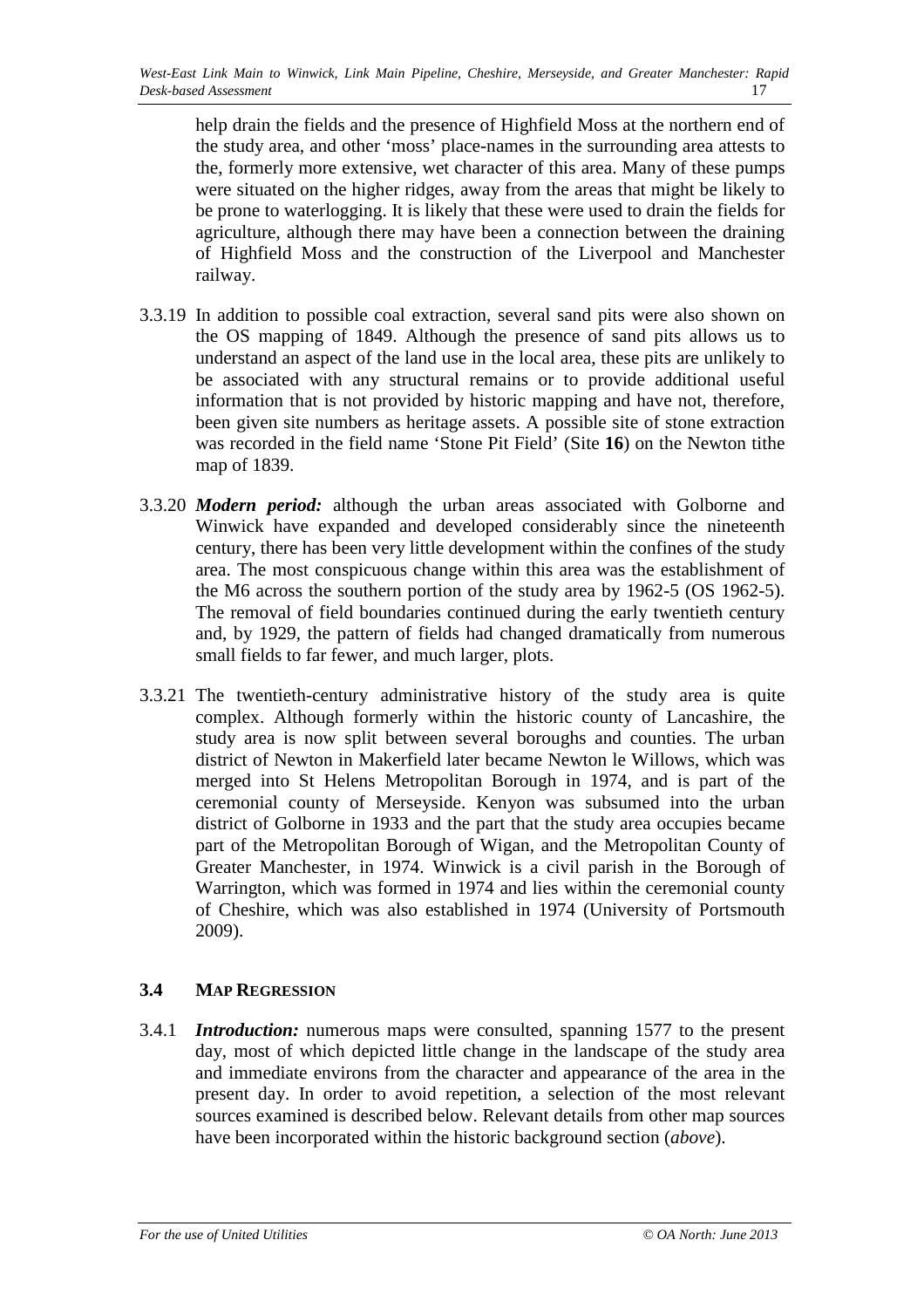help drain the fields and the presence of Highfield Moss at the northern end of the study area, and other 'moss' place-names in the surrounding area attests to the, formerly more extensive, wet character of this area. Many of these pumps were situated on the higher ridges, away from the areas that might be likely to be prone to waterlogging. It is likely that these were used to drain the fields for agriculture, although there may have been a connection between the draining of Highfield Moss and the construction of the Liverpool and Manchester railway.

3.3.19 In addition to possible coal extraction, several sand pits were also shown on the OS mapping of 1849. Although the presence of sand pits allows us to understand an aspect of the land use in the local area, these pits are unlikely to be associated with any structural remains or to provide additional useful information that is not provided by historic mapping and have not, therefore, been given site numbers as heritage assets. A possible site of stone extraction was recorded in the field name 'Stone Pit Field' (Site **16**) on the Newton tithe map of 1839.

3.3.20 ***Modern period:*** although the urban areas associated with Golborne and Winwick have expanded and developed considerably since the nineteenth century, there has been very little development within the confines of the study area. The most conspicuous change within this area was the establishment of the M6 across the southern portion of the study area by 1962-5 (OS 1962-5). The removal of field boundaries continued during the early twentieth century and, by 1929, the pattern of fields had changed dramatically from numerous small fields to far fewer, and much larger, plots.

3.3.21 The twentieth-century administrative history of the study area is quite complex. Although formerly within the historic county of Lancashire, the study area is now split between several boroughs and counties. The urban district of Newton in Makerfield later became Newton le Willows, which was merged into St Helens Metropolitan Borough in 1974, and is part of the ceremonial county of Merseyside. Kenyon was subsumed into the urban district of Golborne in 1933 and the part that the study area occupies became part of the Metropolitan Borough of Wigan, and the Metropolitan County of Greater Manchester, in 1974. Winwick is a civil parish in the Borough of Warrington, which was formed in 1974 and lies within the ceremonial county of Cheshire, which was also established in 1974 (University of Portsmouth 2009).

### 3.4 MAP REGRESSION

3.4.1 ***Introduction:*** numerous maps were consulted, spanning 1577 to the present day, most of which depicted little change in the landscape of the study area and immediate environs from the character and appearance of the area in the present day. In order to avoid repetition, a selection of the most relevant sources examined is described below. Relevant details from other map sources have been incorporated within the historic background section (*above*).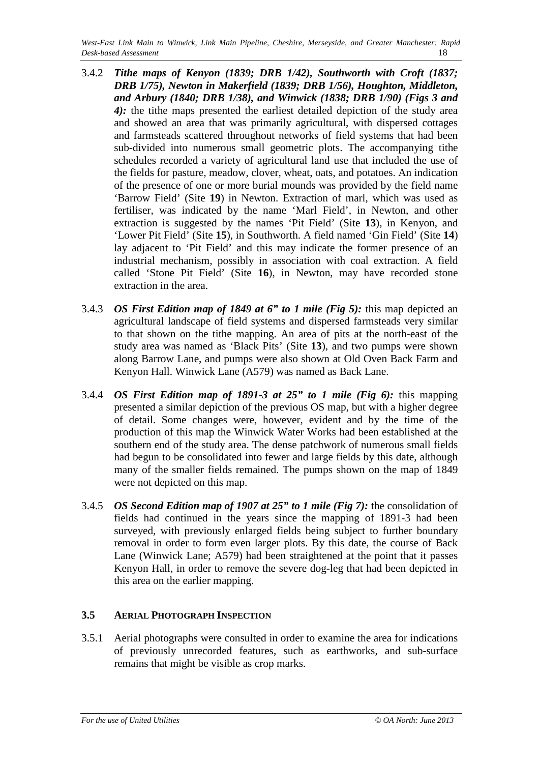3.4.2 ***Tithe maps of Kenyon (1839; DRB 1/42), Southworth with Croft (1837; DRB 1/75), Newton in Makerfield (1839; DRB 1/56), Houghton, Middleton, and Arbury (1840; DRB 1/38), and Winwick (1838; DRB 1/90) (Figs 3 and 4):*** the tithe maps presented the earliest detailed depiction of the study area and showed an area that was primarily agricultural, with dispersed cottages and farmsteads scattered throughout networks of field systems that had been sub-divided into numerous small geometric plots. The accompanying tithe schedules recorded a variety of agricultural land use that included the use of the fields for pasture, meadow, clover, wheat, oats, and potatoes. An indication of the presence of one or more burial mounds was provided by the field name 'Barrow Field' (Site **19**) in Newton. Extraction of marl, which was used as fertiliser, was indicated by the name 'Marl Field', in Newton, and other extraction is suggested by the names 'Pit Field' (Site **13**), in Kenyon, and 'Lower Pit Field' (Site **15**), in Southworth. A field named 'Gin Field' (Site **14**) lay adjacent to 'Pit Field' and this may indicate the former presence of an industrial mechanism, possibly in association with coal extraction. A field called 'Stone Pit Field' (Site **16**), in Newton, may have recorded stone extraction in the area.

3.4.3 ***OS First Edition map of 1849 at 6" to 1 mile (Fig 5):*** this map depicted an agricultural landscape of field systems and dispersed farmsteads very similar to that shown on the tithe mapping. An area of pits at the north-east of the study area was named as 'Black Pits' (Site **13**), and two pumps were shown along Barrow Lane, and pumps were also shown at Old Oven Back Farm and Kenyon Hall. Winwick Lane (A579) was named as Back Lane.

3.4.4 ***OS First Edition map of 1891-3 at 25" to 1 mile (Fig 6):*** this mapping presented a similar depiction of the previous OS map, but with a higher degree of detail. Some changes were, however, evident and by the time of the production of this map the Winwick Water Works had been established at the southern end of the study area. The dense patchwork of numerous small fields had begun to be consolidated into fewer and large fields by this date, although many of the smaller fields remained. The pumps shown on the map of 1849 were not depicted on this map.

3.4.5 ***OS Second Edition map of 1907 at 25" to 1 mile (Fig 7):*** the consolidation of fields had continued in the years since the mapping of 1891-3 had been surveyed, with previously enlarged fields being subject to further boundary removal in order to form even larger plots. By this date, the course of Back Lane (Winwick Lane; A579) had been straightened at the point that it passes Kenyon Hall, in order to remove the severe dog-leg that had been depicted in this area on the earlier mapping.

### 3.5 AERIAL PHOTOGRAPH INSPECTION

3.5.1 Aerial photographs were consulted in order to examine the area for indications of previously unrecorded features, such as earthworks, and sub-surface remains that might be visible as crop marks.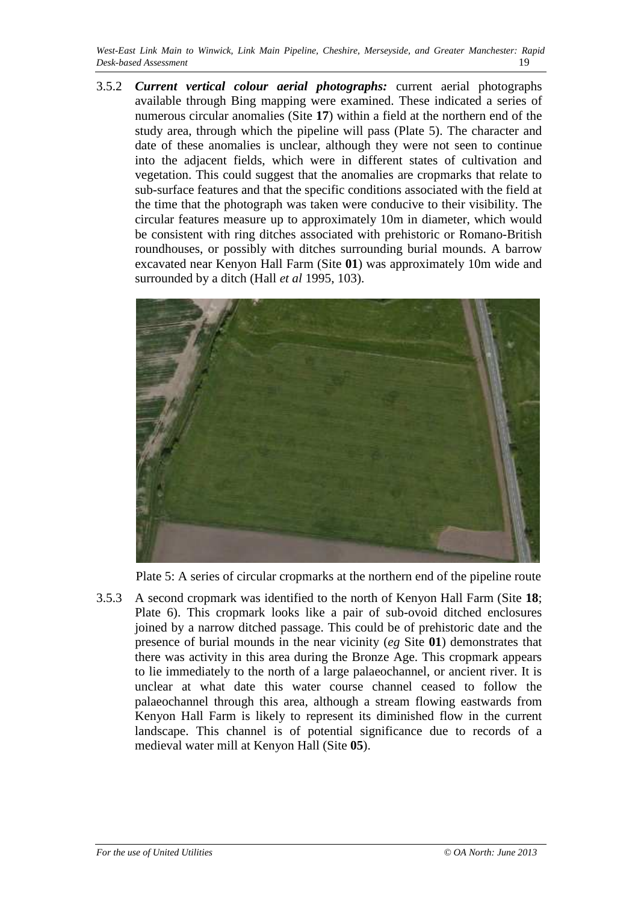3.5.2 ***Current vertical colour aerial photographs:*** current aerial photographs available through Bing mapping were examined. These indicated a series of numerous circular anomalies (Site **17**) within a field at the northern end of the study area, through which the pipeline will pass (Plate 5). The character and date of these anomalies is unclear, although they were not seen to continue into the adjacent fields, which were in different states of cultivation and vegetation. This could suggest that the anomalies are cropmarks that relate to sub-surface features and that the specific conditions associated with the field at the time that the photograph was taken were conducive to their visibility. The circular features measure up to approximately 10m in diameter, which would be consistent with ring ditches associated with prehistoric or Romano-British roundhouses, or possibly with ditches surrounding burial mounds. A barrow excavated near Kenyon Hall Farm (Site **01**) was approximately 10m wide and surrounded by a ditch (Hall *et al* 1995, 103).

Plate 5: A series of circular cropmarks at the northern end of the pipeline route

3.5.3 A second cropmark was identified to the north of Kenyon Hall Farm (Site **18**; Plate 6). This cropmark looks like a pair of sub-ovoid ditched enclosures joined by a narrow ditched passage. This could be of prehistoric date and the presence of burial mounds in the near vicinity (*eg* Site **01**) demonstrates that there was activity in this area during the Bronze Age. This cropmark appears to lie immediately to the north of a large palaeochannel, or ancient river. It is unclear at what date this water course channel ceased to follow the palaeochannel through this area, although a stream flowing eastwards from Kenyon Hall Farm is likely to represent its diminished flow in the current landscape. This channel is of potential significance due to records of a medieval water mill at Kenyon Hall (Site **05**).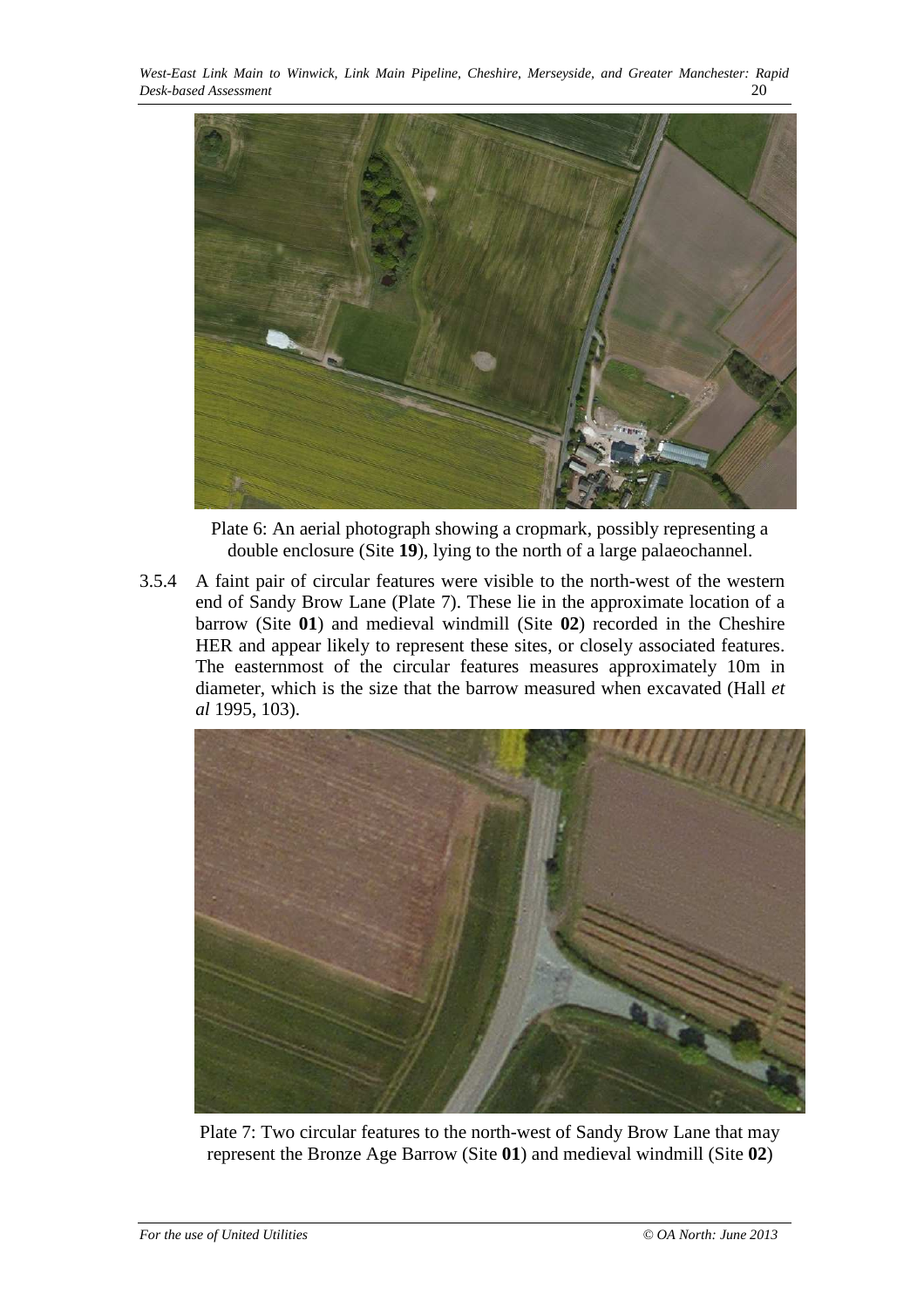Plate 6: An aerial photograph showing a cropmark, possibly representing a double enclosure (Site **19**), lying to the north of a large palaeochannel.

3.5.4 A faint pair of circular features were visible to the north-west of the western end of Sandy Brow Lane (Plate 7). These lie in the approximate location of a barrow (Site **01**) and medieval windmill (Site **02**) recorded in the Cheshire HER and appear likely to represent these sites, or closely associated features. The easternmost of the circular features measures approximately 10m in diameter, which is the size that the barrow measured when excavated (Hall *et al* 1995, 103).

Plate 7: Two circular features to the north-west of Sandy Brow Lane that may represent the Bronze Age Barrow (Site **01**) and medieval windmill (Site **02**)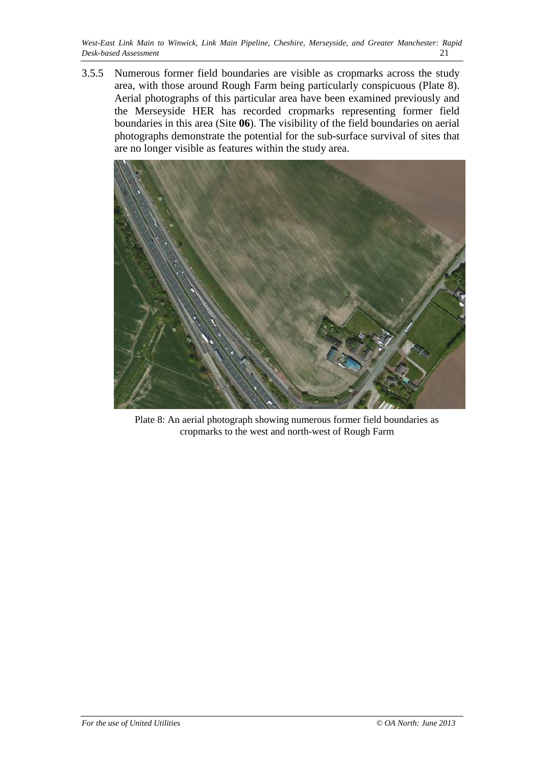3.5.5 Numerous former field boundaries are visible as cropmarks across the study area, with those around Rough Farm being particularly conspicuous (Plate 8). Aerial photographs of this particular area have been examined previously and the Merseyside HER has recorded cropmarks representing former field boundaries in this area (Site **06**). The visibility of the field boundaries on aerial photographs demonstrate the potential for the sub-surface survival of sites that are no longer visible as features within the study area.

Plate 8: An aerial photograph showing numerous former field boundaries as cropmarks to the west and north-west of Rough Farm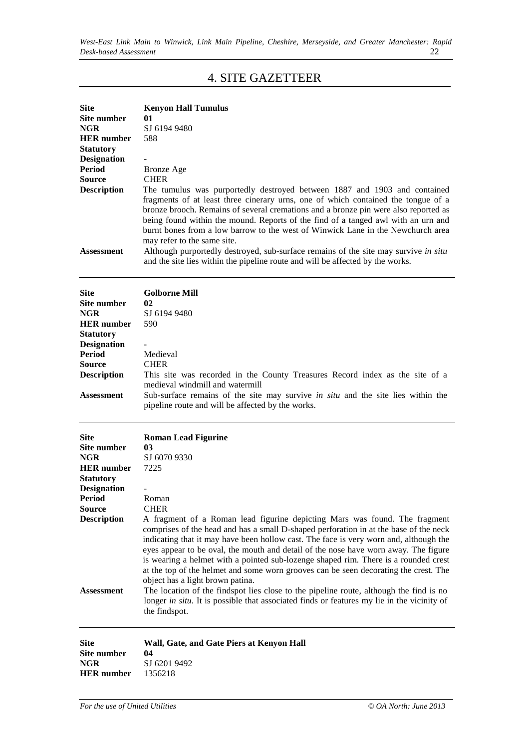# 4. SITE GAZETTEER

| | |
|---|---|
| **Site** | **Kenyon Hall Tumulus** |
| **Site number** | **01** |
| **NGR** | SJ 6194 9480 |
| **HER number** | 588 |
| **Statutory Designation** | - |
| **Period** | Bronze Age |
| **Source** | CHER |
| **Description** | The tumulus was purportedly destroyed between 1887 and 1903 and contained fragments of at least three cinerary urns, one of which contained the tongue of a bronze brooch. Remains of several cremations and a bronze pin were also reported as being found within the mound. Reports of the find of a tanged awl with an urn and burnt bones from a low barrow to the west of Winwick Lane in the Newchurch area may refer to the same site. |
| **Assessment** | Although purportedly destroyed, sub-surface remains of the site may survive *in situ* and the site lies within the pipeline route and will be affected by the works. |

| | |
|---|---|
| **Site** | **Golborne Mill** |
| **Site number** | **02** |
| **NGR** | SJ 6194 9480 |
| **HER number** | 590 |
| **Statutory Designation** | - |
| **Period** | Medieval |
| **Source** | CHER |
| **Description** | This site was recorded in the County Treasures Record index as the site of a medieval windmill and watermill |
| **Assessment** | Sub-surface remains of the site may survive *in situ* and the site lies within the pipeline route and will be affected by the works. |

| | |
|---|---|
| **Site** | **Roman Lead Figurine** |
| **Site number** | **03** |
| **NGR** | SJ 6070 9330 |
| **HER number** | 7225 |
| **Statutory Designation** | - |
| **Period** | Roman |
| **Source** | CHER |
| **Description** | A fragment of a Roman lead figurine depicting Mars was found. The fragment comprises of the head and has a small D-shaped perforation in at the base of the neck indicating that it may have been hollow cast. The face is very worn and, although the eyes appear to be oval, the mouth and detail of the nose have worn away. The figure is wearing a helmet with a pointed sub-lozenge shaped rim. There is a rounded crest at the top of the helmet and some worn grooves can be seen decorating the crest. The object has a light brown patina. |
| **Assessment** | The location of the findspot lies close to the pipeline route, although the find is no longer *in situ*. It is possible that associated finds or features my lie in the vicinity of the findspot. |

| | |
|---|---|
| **Site** | **Wall, Gate, and Gate Piers at Kenyon Hall** |
| **Site number** | **04** |
| **NGR** | SJ 6201 9492 |
| **HER number** | 1356218 |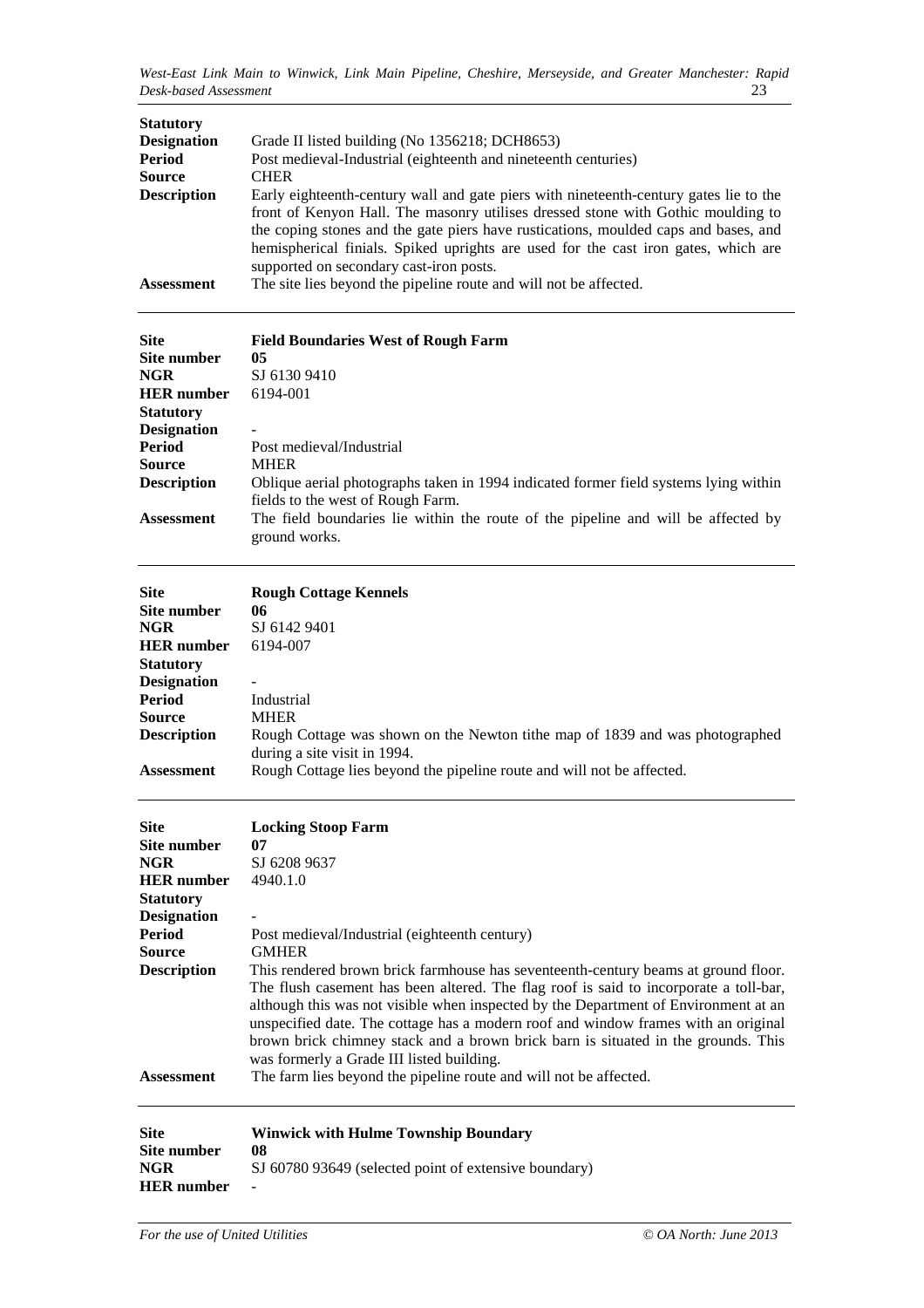| | |
|---|---|
| **Statutory Designation** | Grade II listed building (No 1356218; DCH8653) |
| **Period** | Post medieval-Industrial (eighteenth and nineteenth centuries) |
| **Source** | CHER |
| **Description** | Early eighteenth-century wall and gate piers with nineteenth-century gates lie to the front of Kenyon Hall. The masonry utilises dressed stone with Gothic moulding to the coping stones and the gate piers have rustications, moulded caps and bases, and hemispherical finials. Spiked uprights are used for the cast iron gates, which are supported on secondary cast-iron posts. |
| **Assessment** | The site lies beyond the pipeline route and will not be affected. |

| | |
|---|---|
| **Site** | **Field Boundaries West of Rough Farm** |
| **Site number** | **05** |
| **NGR** | SJ 6130 9410 |
| **HER number** | 6194-001 |
| **Statutory Designation** | - |
| **Period** | Post medieval/Industrial |
| **Source** | MHER |
| **Description** | Oblique aerial photographs taken in 1994 indicated former field systems lying within fields to the west of Rough Farm. |
| **Assessment** | The field boundaries lie within the route of the pipeline and will be affected by ground works. |

| | |
|---|---|
| **Site** | **Rough Cottage Kennels** |
| **Site number** | **06** |
| **NGR** | SJ 6142 9401 |
| **HER number** | 6194-007 |
| **Statutory Designation** | - |
| **Period** | Industrial |
| **Source** | MHER |
| **Description** | Rough Cottage was shown on the Newton tithe map of 1839 and was photographed during a site visit in 1994. |
| **Assessment** | Rough Cottage lies beyond the pipeline route and will not be affected. |

| | |
|---|---|
| **Site** | **Locking Stoop Farm** |
| **Site number** | **07** |
| **NGR** | SJ 6208 9637 |
| **HER number** | 4940.1.0 |
| **Statutory Designation** | - |
| **Period** | Post medieval/Industrial (eighteenth century) |
| **Source** | GMHER |
| **Description** | This rendered brown brick farmhouse has seventeenth-century beams at ground floor. The flush casement has been altered. The flag roof is said to incorporate a toll-bar, although this was not visible when inspected by the Department of Environment at an unspecified date. The cottage has a modern roof and window frames with an original brown brick chimney stack and a brown brick barn is situated in the grounds. This was formerly a Grade III listed building. |
| **Assessment** | The farm lies beyond the pipeline route and will not be affected. |

| | |
|---|---|
| **Site** | **Winwick with Hulme Township Boundary** |
| **Site number** | **08** |
| **NGR** | SJ 60780 93649 (selected point of extensive boundary) |
| **HER number** | - |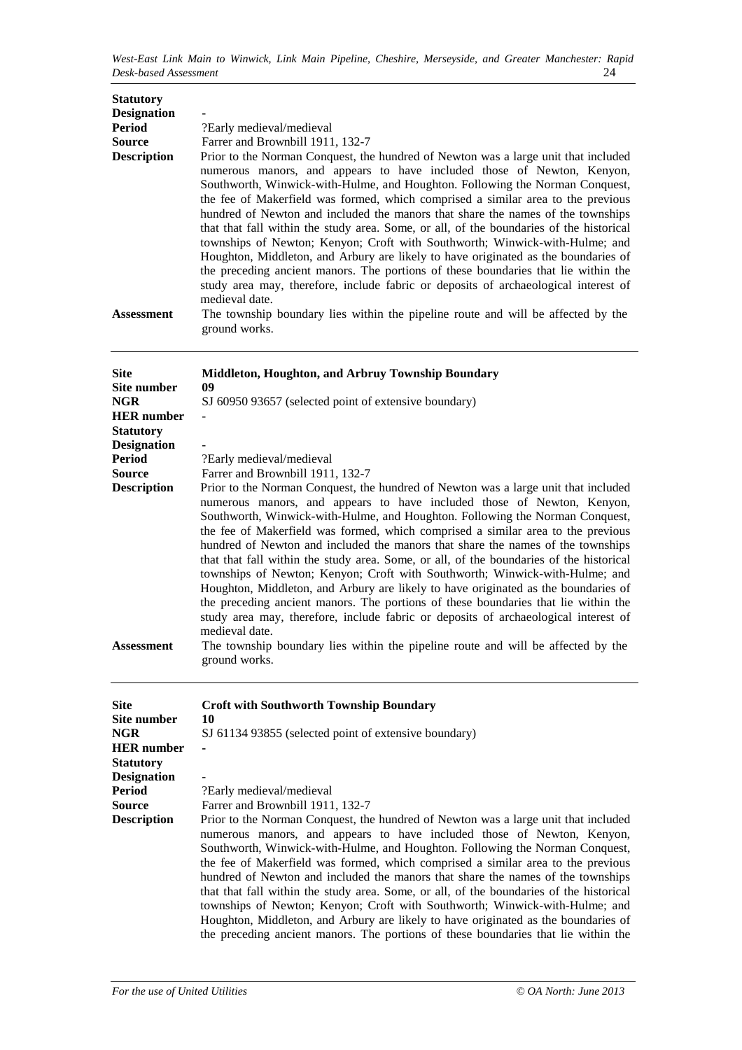| | |
|---|---|
| **Statutory Designation** | - |
| **Period** | ?Early medieval/medieval |
| **Source** | Farrer and Brownbill 1911, 132-7 |
| **Description** | Prior to the Norman Conquest, the hundred of Newton was a large unit that included numerous manors, and appears to have included those of Newton, Kenyon, Southworth, Winwick-with-Hulme, and Houghton. Following the Norman Conquest, the fee of Makerfield was formed, which comprised a similar area to the previous hundred of Newton and included the manors that share the names of the townships that that fall within the study area. Some, or all, of the boundaries of the historical townships of Newton; Kenyon; Croft with Southworth; Winwick-with-Hulme; and Houghton, Middleton, and Arbury are likely to have originated as the boundaries of the preceding ancient manors. The portions of these boundaries that lie within the study area may, therefore, include fabric or deposits of archaeological interest of medieval date. |
| **Assessment** | The township boundary lies within the pipeline route and will be affected by the ground works. |

| | |
|---|---|
| **Site** | **Middleton, Houghton, and Arbruy Township Boundary** |
| **Site number** | **09** |
| **NGR** | SJ 60950 93657 (selected point of extensive boundary) |
| **HER number** | - |
| **Statutory Designation** | - |
| **Period** | ?Early medieval/medieval |
| **Source** | Farrer and Brownbill 1911, 132-7 |
| **Description** | Prior to the Norman Conquest, the hundred of Newton was a large unit that included numerous manors, and appears to have included those of Newton, Kenyon, Southworth, Winwick-with-Hulme, and Houghton. Following the Norman Conquest, the fee of Makerfield was formed, which comprised a similar area to the previous hundred of Newton and included the manors that share the names of the townships that that fall within the study area. Some, or all, of the boundaries of the historical townships of Newton; Kenyon; Croft with Southworth; Winwick-with-Hulme; and Houghton, Middleton, and Arbury are likely to have originated as the boundaries of the preceding ancient manors. The portions of these boundaries that lie within the study area may, therefore, include fabric or deposits of archaeological interest of medieval date. |
| **Assessment** | The township boundary lies within the pipeline route and will be affected by the ground works. |

| | |
|---|---|
| **Site** | **Croft with Southworth Township Boundary** |
| **Site number** | **10** |
| **NGR** | SJ 61134 93855 (selected point of extensive boundary) |
| **HER number** | - |
| **Statutory Designation** | - |
| **Period** | ?Early medieval/medieval |
| **Source** | Farrer and Brownbill 1911, 132-7 |
| **Description** | Prior to the Norman Conquest, the hundred of Newton was a large unit that included numerous manors, and appears to have included those of Newton, Kenyon, Southworth, Winwick-with-Hulme, and Houghton. Following the Norman Conquest, the fee of Makerfield was formed, which comprised a similar area to the previous hundred of Newton and included the manors that share the names of the townships that that fall within the study area. Some, or all, of the boundaries of the historical townships of Newton; Kenyon; Croft with Southworth; Winwick-with-Hulme; and Houghton, Middleton, and Arbury are likely to have originated as the boundaries of the preceding ancient manors. The portions of these boundaries that lie within the |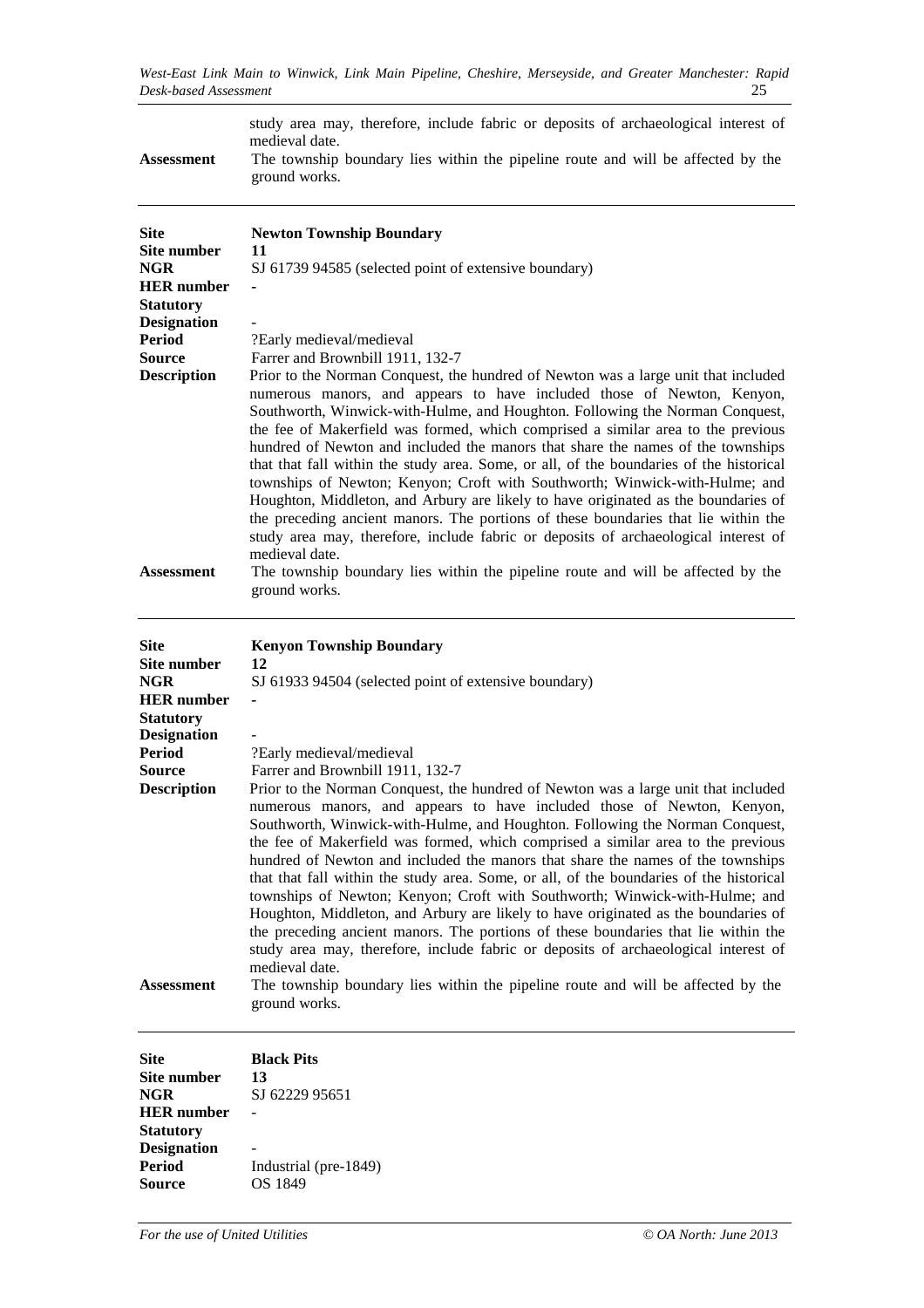| | |
|---|---|
| | study area may, therefore, include fabric or deposits of archaeological interest of medieval date. |
| **Assessment** | The township boundary lies within the pipeline route and will be affected by the ground works. |

| | |
|---|---|
| **Site** | **Newton Township Boundary** |
| **Site number** | **11** |
| **NGR** | SJ 61739 94585 (selected point of extensive boundary) |
| **HER number** | - |
| **Statutory Designation** | - |
| **Period** | ?Early medieval/medieval |
| **Source** | Farrer and Brownbill 1911, 132-7 |
| **Description** | Prior to the Norman Conquest, the hundred of Newton was a large unit that included numerous manors, and appears to have included those of Newton, Kenyon, Southworth, Winwick-with-Hulme, and Houghton. Following the Norman Conquest, the fee of Makerfield was formed, which comprised a similar area to the previous hundred of Newton and included the manors that share the names of the townships that that fall within the study area. Some, or all, of the boundaries of the historical townships of Newton; Kenyon; Croft with Southworth; Winwick-with-Hulme; and Houghton, Middleton, and Arbury are likely to have originated as the boundaries of the preceding ancient manors. The portions of these boundaries that lie within the study area may, therefore, include fabric or deposits of archaeological interest of medieval date. |
| **Assessment** | The township boundary lies within the pipeline route and will be affected by the ground works. |

| | |
|---|---|
| **Site** | **Kenyon Township Boundary** |
| **Site number** | **12** |
| **NGR** | SJ 61933 94504 (selected point of extensive boundary) |
| **HER number** | - |
| **Statutory Designation** | - |
| **Period** | ?Early medieval/medieval |
| **Source** | Farrer and Brownbill 1911, 132-7 |
| **Description** | Prior to the Norman Conquest, the hundred of Newton was a large unit that included numerous manors, and appears to have included those of Newton, Kenyon, Southworth, Winwick-with-Hulme, and Houghton. Following the Norman Conquest, the fee of Makerfield was formed, which comprised a similar area to the previous hundred of Newton and included the manors that share the names of the townships that that fall within the study area. Some, or all, of the boundaries of the historical townships of Newton; Kenyon; Croft with Southworth; Winwick-with-Hulme; and Houghton, Middleton, and Arbury are likely to have originated as the boundaries of the preceding ancient manors. The portions of these boundaries that lie within the study area may, therefore, include fabric or deposits of archaeological interest of medieval date. |
| **Assessment** | The township boundary lies within the pipeline route and will be affected by the ground works. |

| | |
|---|---|
| **Site** | **Black Pits** |
| **Site number** | **13** |
| **NGR** | SJ 62229 95651 |
| **HER number** | - |
| **Statutory Designation** | - |
| **Period** | Industrial (pre-1849) |
| **Source** | OS 1849 |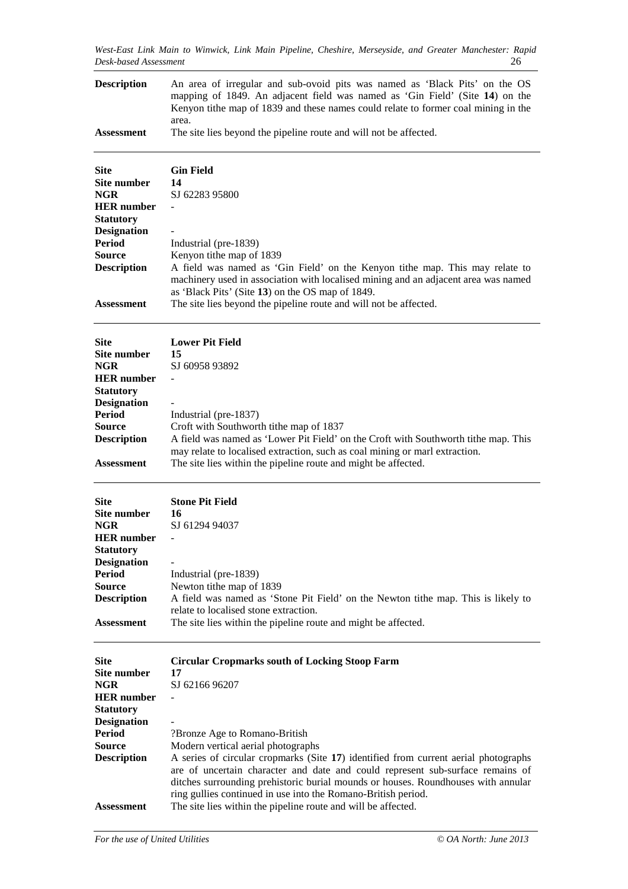| | |
|---|---|
| **Description** | An area of irregular and sub-ovoid pits was named as 'Black Pits' on the OS mapping of 1849. An adjacent field was named as 'Gin Field' (Site **14**) on the Kenyon tithe map of 1839 and these names could relate to former coal mining in the area. |
| **Assessment** | The site lies beyond the pipeline route and will not be affected. |

| | |
|---|---|
| **Site** | **Gin Field** |
| **Site number** | **14** |
| **NGR** | SJ 62283 95800 |
| **HER number** | - |
| **Statutory Designation** | - |
| **Period** | Industrial (pre-1839) |
| **Source** | Kenyon tithe map of 1839 |
| **Description** | A field was named as 'Gin Field' on the Kenyon tithe map. This may relate to machinery used in association with localised mining and an adjacent area was named as 'Black Pits' (Site **13**) on the OS map of 1849. |
| **Assessment** | The site lies beyond the pipeline route and will not be affected. |

| | |
|---|---|
| **Site** | **Lower Pit Field** |
| **Site number** | **15** |
| **NGR** | SJ 60958 93892 |
| **HER number** | - |
| **Statutory Designation** | - |
| **Period** | Industrial (pre-1837) |
| **Source** | Croft with Southworth tithe map of 1837 |
| **Description** | A field was named as 'Lower Pit Field' on the Croft with Southworth tithe map. This may relate to localised extraction, such as coal mining or marl extraction. |
| **Assessment** | The site lies within the pipeline route and might be affected. |

| | |
|---|---|
| **Site** | **Stone Pit Field** |
| **Site number** | **16** |
| **NGR** | SJ 61294 94037 |
| **HER number** | - |
| **Statutory Designation** | - |
| **Period** | Industrial (pre-1839) |
| **Source** | Newton tithe map of 1839 |
| **Description** | A field was named as 'Stone Pit Field' on the Newton tithe map. This is likely to relate to localised stone extraction. |
| **Assessment** | The site lies within the pipeline route and might be affected. |

| | |
|---|---|
| **Site** | **Circular Cropmarks south of Locking Stoop Farm** |
| **Site number** | **17** |
| **NGR** | SJ 62166 96207 |
| **HER number** | - |
| **Statutory Designation** | - |
| **Period** | ?Bronze Age to Romano-British |
| **Source** | Modern vertical aerial photographs |
| **Description** | A series of circular cropmarks (Site **17**) identified from current aerial photographs are of uncertain character and date and could represent sub-surface remains of ditches surrounding prehistoric burial mounds or houses. Roundhouses with annular ring gullies continued in use into the Romano-British period. |
| **Assessment** | The site lies within the pipeline route and will be affected. |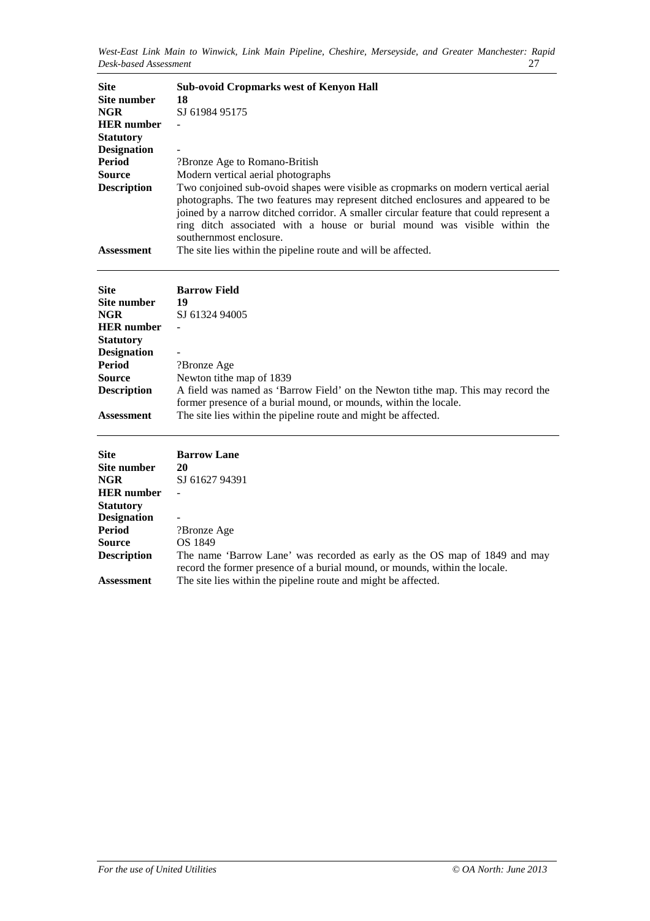| | |
|---|---|
| **Site** | **Sub-ovoid Cropmarks west of Kenyon Hall** |
| **Site number** | **18** |
| **NGR** | SJ 61984 95175 |
| **HER number** | - |
| **Statutory Designation** | - |
| **Period** | ?Bronze Age to Romano-British |
| **Source** | Modern vertical aerial photographs |
| **Description** | Two conjoined sub-ovoid shapes were visible as cropmarks on modern vertical aerial photographs. The two features may represent ditched enclosures and appeared to be joined by a narrow ditched corridor. A smaller circular feature that could represent a ring ditch associated with a house or burial mound was visible within the southernmost enclosure. |
| **Assessment** | The site lies within the pipeline route and will be affected. |

| | |
|---|---|
| **Site** | **Barrow Field** |
| **Site number** | **19** |
| **NGR** | SJ 61324 94005 |
| **HER number** | - |
| **Statutory Designation** | - |
| **Period** | ?Bronze Age |
| **Source** | Newton tithe map of 1839 |
| **Description** | A field was named as 'Barrow Field' on the Newton tithe map. This may record the former presence of a burial mound, or mounds, within the locale. |
| **Assessment** | The site lies within the pipeline route and might be affected. |

| | |
|---|---|
| **Site** | **Barrow Lane** |
| **Site number** | **20** |
| **NGR** | SJ 61627 94391 |
| **HER number** | - |
| **Statutory Designation** | - |
| **Period** | ?Bronze Age |
| **Source** | OS 1849 |
| **Description** | The name 'Barrow Lane' was recorded as early as the OS map of 1849 and may record the former presence of a burial mound, or mounds, within the locale. |
| **Assessment** | The site lies within the pipeline route and might be affected. |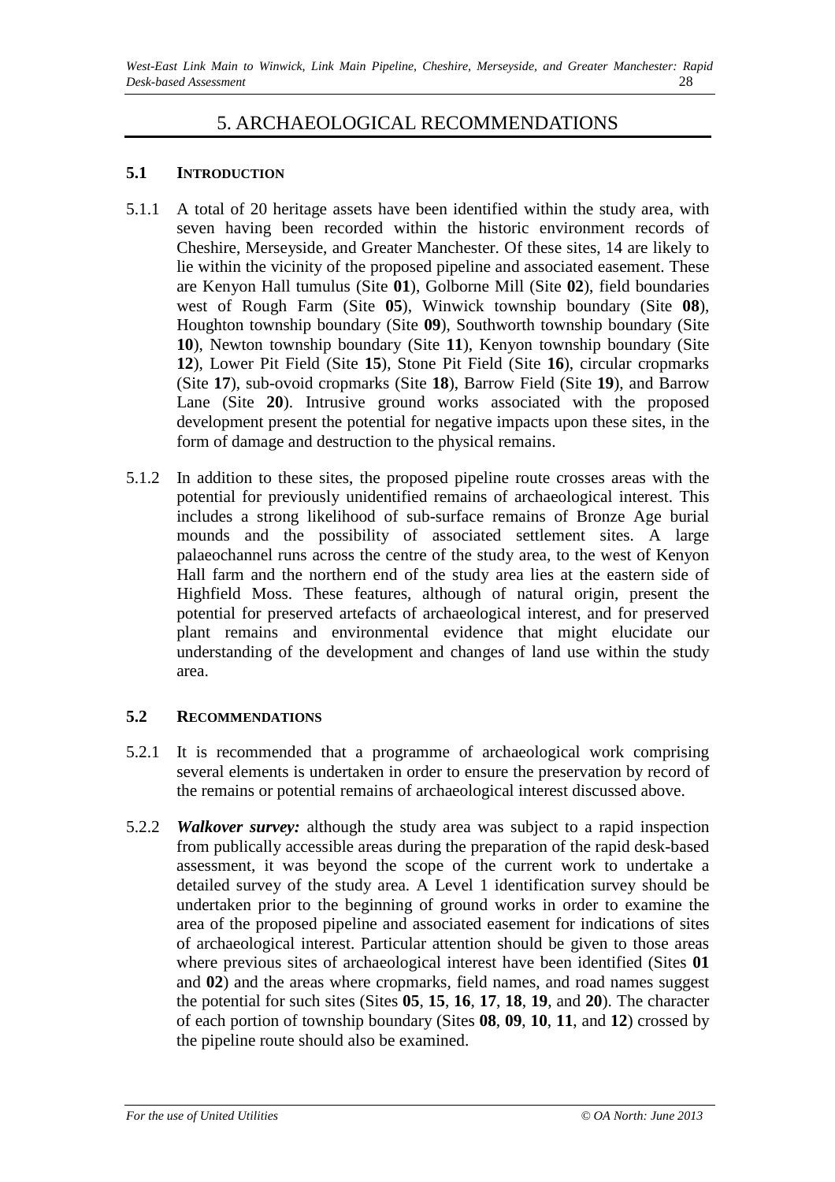# 5. ARCHAEOLOGICAL RECOMMENDATIONS

## 5.1 INTRODUCTION

5.1.1 A total of 20 heritage assets have been identified within the study area, with seven having been recorded within the historic environment records of Cheshire, Merseyside, and Greater Manchester. Of these sites, 14 are likely to lie within the vicinity of the proposed pipeline and associated easement. These are Kenyon Hall tumulus (Site **01**), Golborne Mill (Site **02**), field boundaries west of Rough Farm (Site **05**), Winwick township boundary (Site **08**), Houghton township boundary (Site **09**), Southworth township boundary (Site **10**), Newton township boundary (Site **11**), Kenyon township boundary (Site **12**), Lower Pit Field (Site **15**), Stone Pit Field (Site **16**), circular cropmarks (Site **17**), sub-ovoid cropmarks (Site **18**), Barrow Field (Site **19**), and Barrow Lane (Site **20**). Intrusive ground works associated with the proposed development present the potential for negative impacts upon these sites, in the form of damage and destruction to the physical remains.

5.1.2 In addition to these sites, the proposed pipeline route crosses areas with the potential for previously unidentified remains of archaeological interest. This includes a strong likelihood of sub-surface remains of Bronze Age burial mounds and the possibility of associated settlement sites. A large palaeochannel runs across the centre of the study area, to the west of Kenyon Hall farm and the northern end of the study area lies at the eastern side of Highfield Moss. These features, although of natural origin, present the potential for preserved artefacts of archaeological interest, and for preserved plant remains and environmental evidence that might elucidate our understanding of the development and changes of land use within the study area.

## 5.2 RECOMMENDATIONS

5.2.1 It is recommended that a programme of archaeological work comprising several elements is undertaken in order to ensure the preservation by record of the remains or potential remains of archaeological interest discussed above.

5.2.2 ***Walkover survey:*** although the study area was subject to a rapid inspection from publically accessible areas during the preparation of the rapid desk-based assessment, it was beyond the scope of the current work to undertake a detailed survey of the study area. A Level 1 identification survey should be undertaken prior to the beginning of ground works in order to examine the area of the proposed pipeline and associated easement for indications of sites of archaeological interest. Particular attention should be given to those areas where previous sites of archaeological interest have been identified (Sites **01** and **02**) and the areas where cropmarks, field names, and road names suggest the potential for such sites (Sites **05**, **15**, **16**, **17**, **18**, **19**, and **20**). The character of each portion of township boundary (Sites **08**, **09**, **10**, **11**, and **12**) crossed by the pipeline route should also be examined.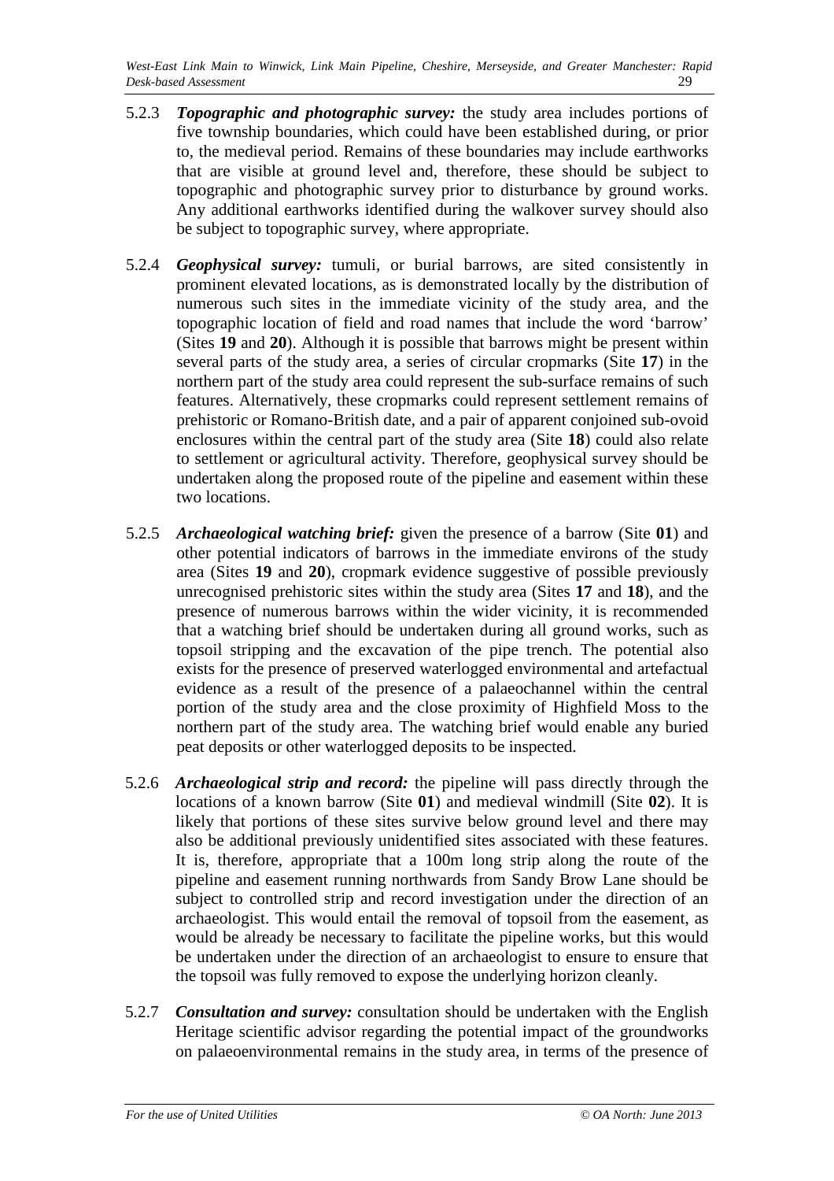5.2.3 ***Topographic and photographic survey:*** the study area includes portions of five township boundaries, which could have been established during, or prior to, the medieval period. Remains of these boundaries may include earthworks that are visible at ground level and, therefore, these should be subject to topographic and photographic survey prior to disturbance by ground works. Any additional earthworks identified during the walkover survey should also be subject to topographic survey, where appropriate.

5.2.4 ***Geophysical survey:*** tumuli, or burial barrows, are sited consistently in prominent elevated locations, as is demonstrated locally by the distribution of numerous such sites in the immediate vicinity of the study area, and the topographic location of field and road names that include the word 'barrow' (Sites **19** and **20**). Although it is possible that barrows might be present within several parts of the study area, a series of circular cropmarks (Site **17**) in the northern part of the study area could represent the sub-surface remains of such features. Alternatively, these cropmarks could represent settlement remains of prehistoric or Romano-British date, and a pair of apparent conjoined sub-ovoid enclosures within the central part of the study area (Site **18**) could also relate to settlement or agricultural activity. Therefore, geophysical survey should be undertaken along the proposed route of the pipeline and easement within these two locations.

5.2.5 ***Archaeological watching brief:*** given the presence of a barrow (Site **01**) and other potential indicators of barrows in the immediate environs of the study area (Sites **19** and **20**), cropmark evidence suggestive of possible previously unrecognised prehistoric sites within the study area (Sites **17** and **18**), and the presence of numerous barrows within the wider vicinity, it is recommended that a watching brief should be undertaken during all ground works, such as topsoil stripping and the excavation of the pipe trench. The potential also exists for the presence of preserved waterlogged environmental and artefactual evidence as a result of the presence of a palaeochannel within the central portion of the study area and the close proximity of Highfield Moss to the northern part of the study area. The watching brief would enable any buried peat deposits or other waterlogged deposits to be inspected.

5.2.6 ***Archaeological strip and record:*** the pipeline will pass directly through the locations of a known barrow (Site **01**) and medieval windmill (Site **02**). It is likely that portions of these sites survive below ground level and there may also be additional previously unidentified sites associated with these features. It is, therefore, appropriate that a 100m long strip along the route of the pipeline and easement running northwards from Sandy Brow Lane should be subject to controlled strip and record investigation under the direction of an archaeologist. This would entail the removal of topsoil from the easement, as would be already be necessary to facilitate the pipeline works, but this would be undertaken under the direction of an archaeologist to ensure to ensure that the topsoil was fully removed to expose the underlying horizon cleanly.

5.2.7 ***Consultation and survey:*** consultation should be undertaken with the English Heritage scientific advisor regarding the potential impact of the groundworks on palaeoenvironmental remains in the study area, in terms of the presence of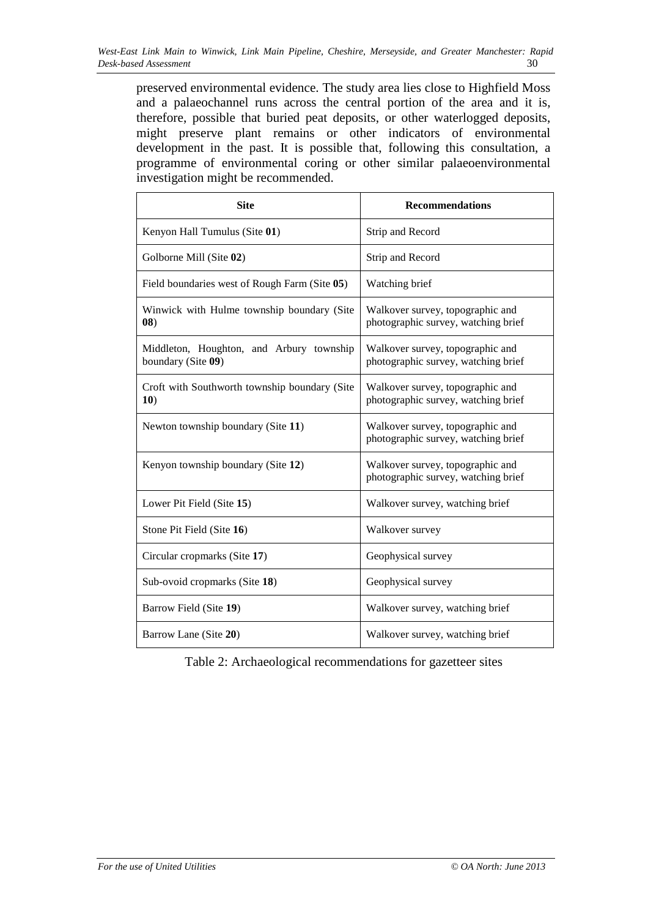preserved environmental evidence. The study area lies close to Highfield Moss and a palaeochannel runs across the central portion of the area and it is, therefore, possible that buried peat deposits, or other waterlogged deposits, might preserve plant remains or other indicators of environmental development in the past. It is possible that, following this consultation, a programme of environmental coring or other similar palaeoenvironmental investigation might be recommended.

| Site | Recommendations |
|---|---|
| Kenyon Hall Tumulus (Site **01**) | Strip and Record |
| Golborne Mill (Site **02**) | Strip and Record |
| Field boundaries west of Rough Farm (Site **05**) | Watching brief |
| Winwick with Hulme township boundary (Site **08**) | Walkover survey, topographic and photographic survey, watching brief |
| Middleton, Houghton, and Arbury township boundary (Site **09**) | Walkover survey, topographic and photographic survey, watching brief |
| Croft with Southworth township boundary (Site **10**) | Walkover survey, topographic and photographic survey, watching brief |
| Newton township boundary (Site **11**) | Walkover survey, topographic and photographic survey, watching brief |
| Kenyon township boundary (Site **12**) | Walkover survey, topographic and photographic survey, watching brief |
| Lower Pit Field (Site **15**) | Walkover survey, watching brief |
| Stone Pit Field (Site **16**) | Walkover survey |
| Circular cropmarks (Site **17**) | Geophysical survey |
| Sub-ovoid cropmarks (Site **18**) | Geophysical survey |
| Barrow Field (Site **19**) | Walkover survey, watching brief |
| Barrow Lane (Site **20**) | Walkover survey, watching brief |

Table 2: Archaeological recommendations for gazetteer sites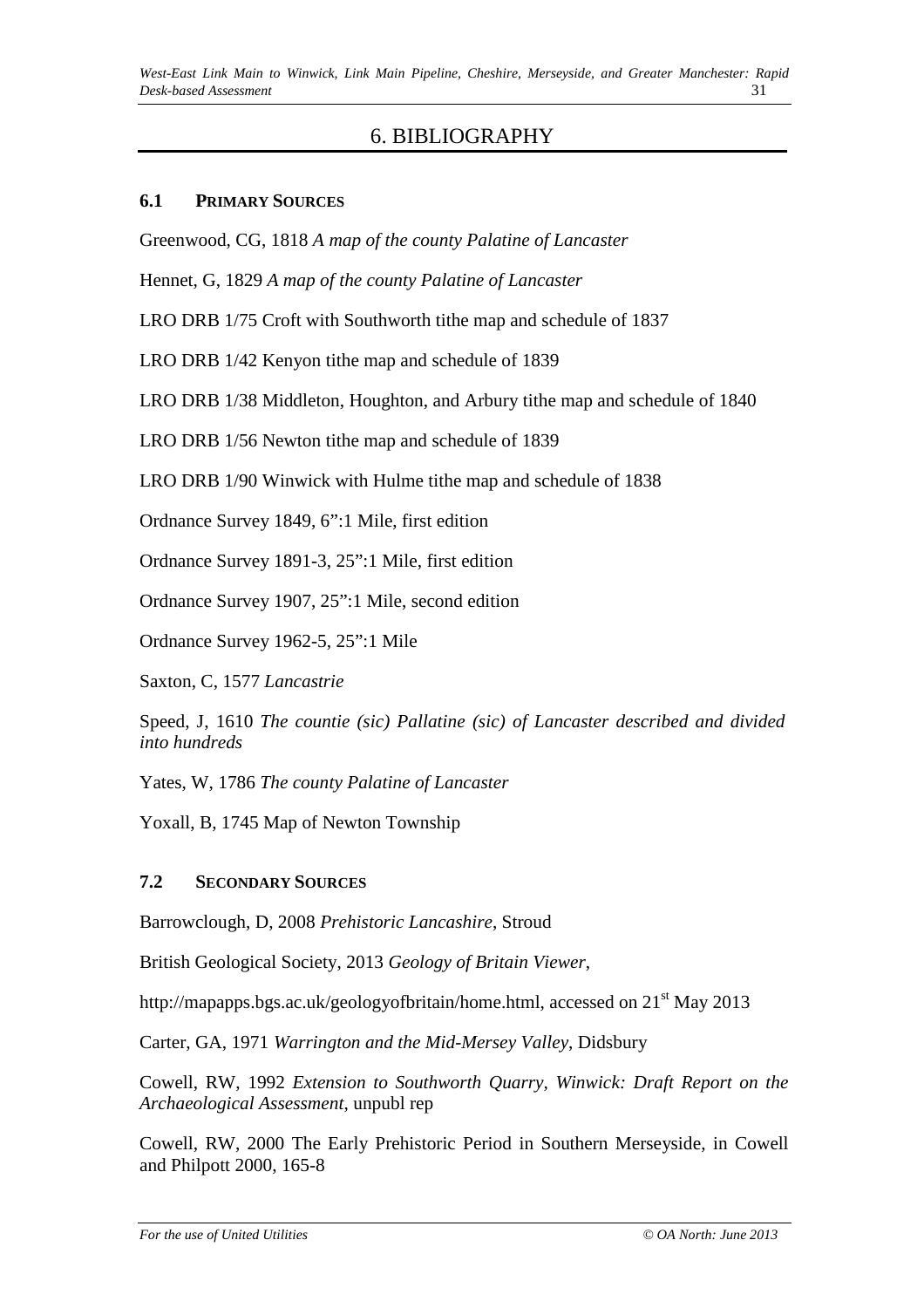# 6. BIBLIOGRAPHY

## 6.1 Primary Sources

Greenwood, CG, 1818 *A map of the county Palatine of Lancaster*

Hennet, G, 1829 *A map of the county Palatine of Lancaster*

LRO DRB 1/75 Croft with Southworth tithe map and schedule of 1837

LRO DRB 1/42 Kenyon tithe map and schedule of 1839

LRO DRB 1/38 Middleton, Houghton, and Arbury tithe map and schedule of 1840

LRO DRB 1/56 Newton tithe map and schedule of 1839

LRO DRB 1/90 Winwick with Hulme tithe map and schedule of 1838

Ordnance Survey 1849, 6":1 Mile, first edition

Ordnance Survey 1891-3, 25":1 Mile, first edition

Ordnance Survey 1907, 25":1 Mile, second edition

Ordnance Survey 1962-5, 25":1 Mile

Saxton, C, 1577 *Lancastrie*

Speed, J, 1610 *The countie (sic) Pallatine (sic) of Lancaster described and divided into hundreds*

Yates, W, 1786 *The county Palatine of Lancaster*

Yoxall, B, 1745 Map of Newton Township

## 7.2 Secondary Sources

Barrowclough, D, 2008 *Prehistoric Lancashire*, Stroud

British Geological Society, 2013 *Geology of Britain Viewer*,

http://mapapps.bgs.ac.uk/geologyofbritain/home.html, accessed on 21st May 2013

Carter, GA, 1971 *Warrington and the Mid-Mersey Valley*, Didsbury

Cowell, RW, 1992 *Extension to Southworth Quarry, Winwick: Draft Report on the Archaeological Assessment*, unpubl rep

Cowell, RW, 2000 The Early Prehistoric Period in Southern Merseyside, in Cowell and Philpott 2000, 165-8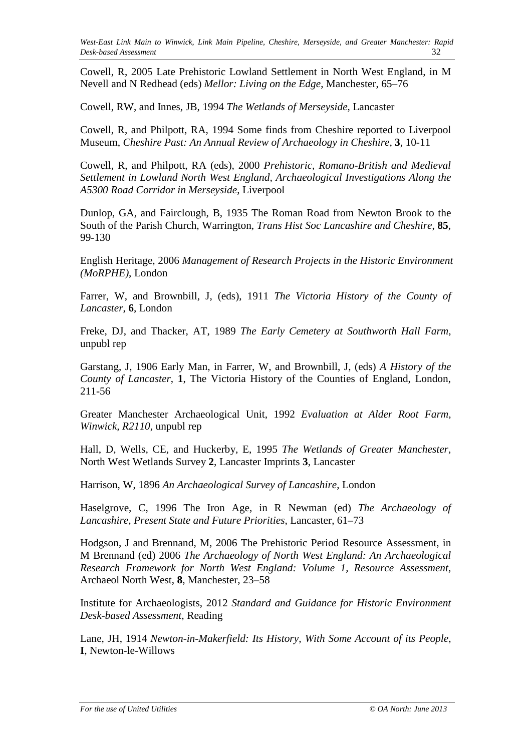Cowell, R, 2005 Late Prehistoric Lowland Settlement in North West England, in M Nevell and N Redhead (eds) *Mellor: Living on the Edge*, Manchester, 65–76

Cowell, RW, and Innes, JB, 1994 *The Wetlands of Merseyside*, Lancaster

Cowell, R, and Philpott, RA, 1994 Some finds from Cheshire reported to Liverpool Museum, *Cheshire Past: An Annual Review of Archaeology in Cheshire*, **3**, 10-11

Cowell, R, and Philpott, RA (eds), 2000 *Prehistoric, Romano-British and Medieval Settlement in Lowland North West England, Archaeological Investigations Along the A5300 Road Corridor in Merseyside*, Liverpool

Dunlop, GA, and Fairclough, B, 1935 The Roman Road from Newton Brook to the South of the Parish Church, Warrington, *Trans Hist Soc Lancashire and Cheshire*, **85**, 99-130

English Heritage, 2006 *Management of Research Projects in the Historic Environment (MoRPHE)*, London

Farrer, W, and Brownbill, J, (eds), 1911 *The Victoria History of the County of Lancaster*, **6**, London

Freke, DJ, and Thacker, AT, 1989 *The Early Cemetery at Southworth Hall Farm*, unpubl rep

Garstang, J, 1906 Early Man, in Farrer, W, and Brownbill, J, (eds) *A History of the County of Lancaster*, **1**, The Victoria History of the Counties of England, London, 211-56

Greater Manchester Archaeological Unit, 1992 *Evaluation at Alder Root Farm, Winwick, R2110*, unpubl rep

Hall, D, Wells, CE, and Huckerby, E, 1995 *The Wetlands of Greater Manchester*, North West Wetlands Survey **2**, Lancaster Imprints **3**, Lancaster

Harrison, W, 1896 *An Archaeological Survey of Lancashire*, London

Haselgrove, C, 1996 The Iron Age, in R Newman (ed) *The Archaeology of Lancashire, Present State and Future Priorities*, Lancaster, 61–73

Hodgson, J and Brennand, M, 2006 The Prehistoric Period Resource Assessment, in M Brennand (ed) 2006 *The Archaeology of North West England: An Archaeological Research Framework for North West England: Volume 1, Resource Assessment*, Archaeol North West, **8**, Manchester, 23–58

Institute for Archaeologists, 2012 *Standard and Guidance for Historic Environment Desk-based Assessment*, Reading

Lane, JH, 1914 *Newton-in-Makerfield: Its History, With Some Account of its People*, **I**, Newton-le-Willows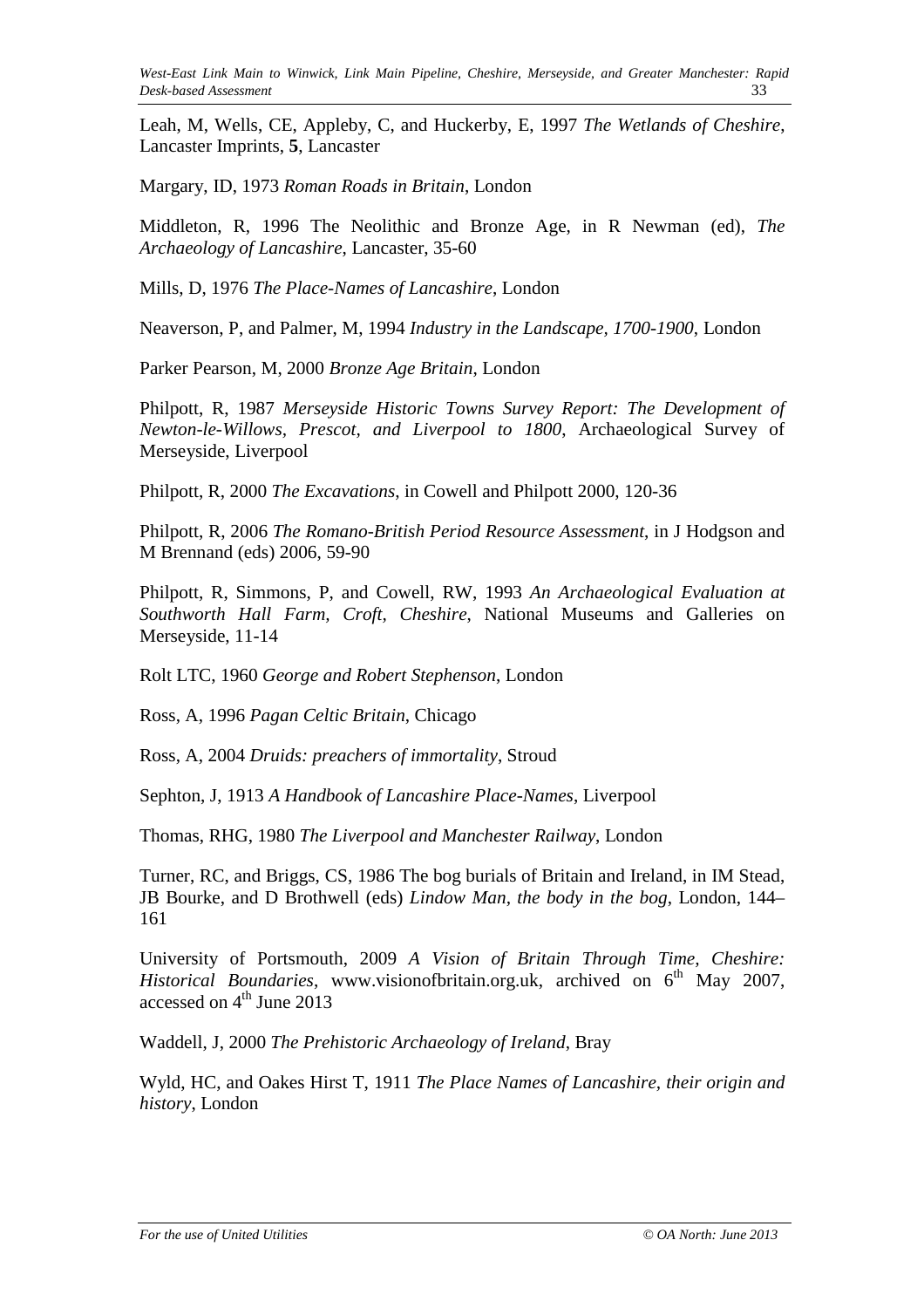Leah, M, Wells, CE, Appleby, C, and Huckerby, E, 1997 *The Wetlands of Cheshire*, Lancaster Imprints, **5**, Lancaster

Margary, ID, 1973 *Roman Roads in Britain*, London

Middleton, R, 1996 The Neolithic and Bronze Age, in R Newman (ed), *The Archaeology of Lancashire*, Lancaster, 35-60

Mills, D, 1976 *The Place-Names of Lancashire*, London

Neaverson, P, and Palmer, M, 1994 *Industry in the Landscape, 1700-1900*, London

Parker Pearson, M, 2000 *Bronze Age Britain*, London

Philpott, R, 1987 *Merseyside Historic Towns Survey Report: The Development of Newton-le-Willows, Prescot, and Liverpool to 1800*, Archaeological Survey of Merseyside, Liverpool

Philpott, R, 2000 *The Excavations*, in Cowell and Philpott 2000, 120-36

Philpott, R, 2006 *The Romano-British Period Resource Assessment*, in J Hodgson and M Brennand (eds) 2006, 59-90

Philpott, R, Simmons, P, and Cowell, RW, 1993 *An Archaeological Evaluation at Southworth Hall Farm, Croft, Cheshire*, National Museums and Galleries on Merseyside, 11-14

Rolt LTC, 1960 *George and Robert Stephenson*, London

Ross, A, 1996 *Pagan Celtic Britain*, Chicago

Ross, A, 2004 *Druids: preachers of immortality*, Stroud

Sephton, J, 1913 *A Handbook of Lancashire Place-Names*, Liverpool

Thomas, RHG, 1980 *The Liverpool and Manchester Railway*, London

Turner, RC, and Briggs, CS, 1986 The bog burials of Britain and Ireland, in IM Stead, JB Bourke, and D Brothwell (eds) *Lindow Man, the body in the bog*, London, 144–161

University of Portsmouth, 2009 *A Vision of Britain Through Time, Cheshire: Historical Boundaries*, www.visionofbritain.org.uk, archived on 6th May 2007, accessed on 4th June 2013

Waddell, J, 2000 *The Prehistoric Archaeology of Ireland*, Bray

Wyld, HC, and Oakes Hirst T, 1911 *The Place Names of Lancashire, their origin and history*, London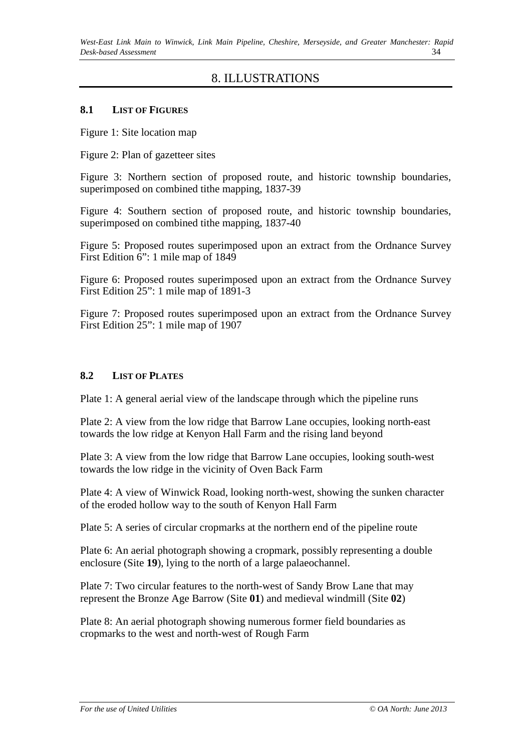# 8. ILLUSTRATIONS

## 8.1 LIST OF FIGURES

Figure 1: Site location map

Figure 2: Plan of gazetteer sites

Figure 3: Northern section of proposed route, and historic township boundaries, superimposed on combined tithe mapping, 1837-39

Figure 4: Southern section of proposed route, and historic township boundaries, superimposed on combined tithe mapping, 1837-40

Figure 5: Proposed routes superimposed upon an extract from the Ordnance Survey First Edition 6": 1 mile map of 1849

Figure 6: Proposed routes superimposed upon an extract from the Ordnance Survey First Edition 25": 1 mile map of 1891-3

Figure 7: Proposed routes superimposed upon an extract from the Ordnance Survey First Edition 25": 1 mile map of 1907

## 8.2 LIST OF PLATES

Plate 1: A general aerial view of the landscape through which the pipeline runs

Plate 2: A view from the low ridge that Barrow Lane occupies, looking north-east towards the low ridge at Kenyon Hall Farm and the rising land beyond

Plate 3: A view from the low ridge that Barrow Lane occupies, looking south-west towards the low ridge in the vicinity of Oven Back Farm

Plate 4: A view of Winwick Road, looking north-west, showing the sunken character of the eroded hollow way to the south of Kenyon Hall Farm

Plate 5: A series of circular cropmarks at the northern end of the pipeline route

Plate 6: An aerial photograph showing a cropmark, possibly representing a double enclosure (Site **19**), lying to the north of a large palaeochannel.

Plate 7: Two circular features to the north-west of Sandy Brow Lane that may represent the Bronze Age Barrow (Site **01**) and medieval windmill (Site **02**)

Plate 8: An aerial photograph showing numerous former field boundaries as cropmarks to the west and north-west of Rough Farm